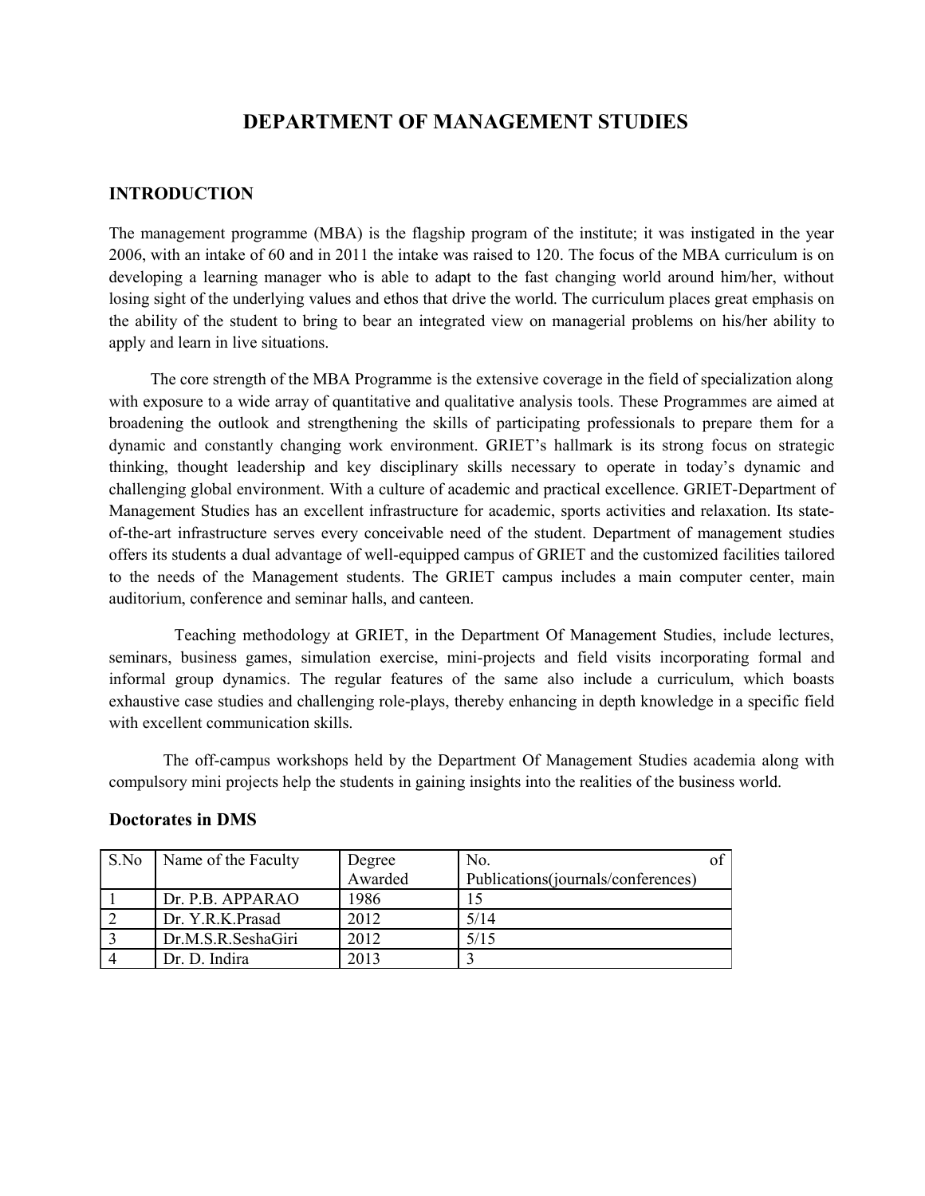# DEPARTMENT OF MANAGEMENT STUDIES

## INTRODUCTION

The management programme (MBA) is the flagship program of the institute; it was instigated in the year 2006, with an intake of 60 and in 2011 the intake was raised to 120. The focus of the MBA curriculum is on developing a learning manager who is able to adapt to the fast changing world around him/her, without losing sight of the underlying values and ethos that drive the world. The curriculum places great emphasis on the ability of the student to bring to bear an integrated view on managerial problems on his/her ability to apply and learn in live situations.

The core strength of the MBA Programme is the extensive coverage in the field of specialization along with exposure to a wide array of quantitative and qualitative analysis tools. These Programmes are aimed at broadening the outlook and strengthening the skills of participating professionals to prepare them for a dynamic and constantly changing work environment. GRIET's hallmark is its strong focus on strategic thinking, thought leadership and key disciplinary skills necessary to operate in today's dynamic and challenging global environment. With a culture of academic and practical excellence. GRIET-Department of Management Studies has an excellent infrastructure for academic, sports activities and relaxation. Its state-of-the-art infrastructure serves every conceivable need of the student. Department of management studies offers its students a dual advantage of well-equipped campus of GRIET and the customized facilities tailored to the needs of the Management students. The GRIET campus includes a main computer center, main auditorium, conference and seminar halls, and canteen.

Teaching methodology at GRIET, in the Department Of Management Studies, include lectures, seminars, business games, simulation exercise, mini-projects and field visits incorporating formal and informal group dynamics. The regular features of the same also include a curriculum, which boasts exhaustive case studies and challenging role-plays, thereby enhancing in depth knowledge in a specific field with excellent communication skills.

The off-campus workshops held by the Department Of Management Studies academia along with compulsory mini projects help the students in gaining insights into the realities of the business world.

### Doctorates in DMS

| S.No | Name of the Faculty | Degree Awarded | No. of Publications(journals/conferences) |
|---|---|---|---|
| 1 | Dr. P.B. APPARAO | 1986 | 15 |
| 2 | Dr. Y.R.K.Prasad | 2012 | 5/14 |
| 3 | Dr.M.S.R.SeshaGiri | 2012 | 5/15 |
| 4 | Dr. D. Indira | 2013 | 3 |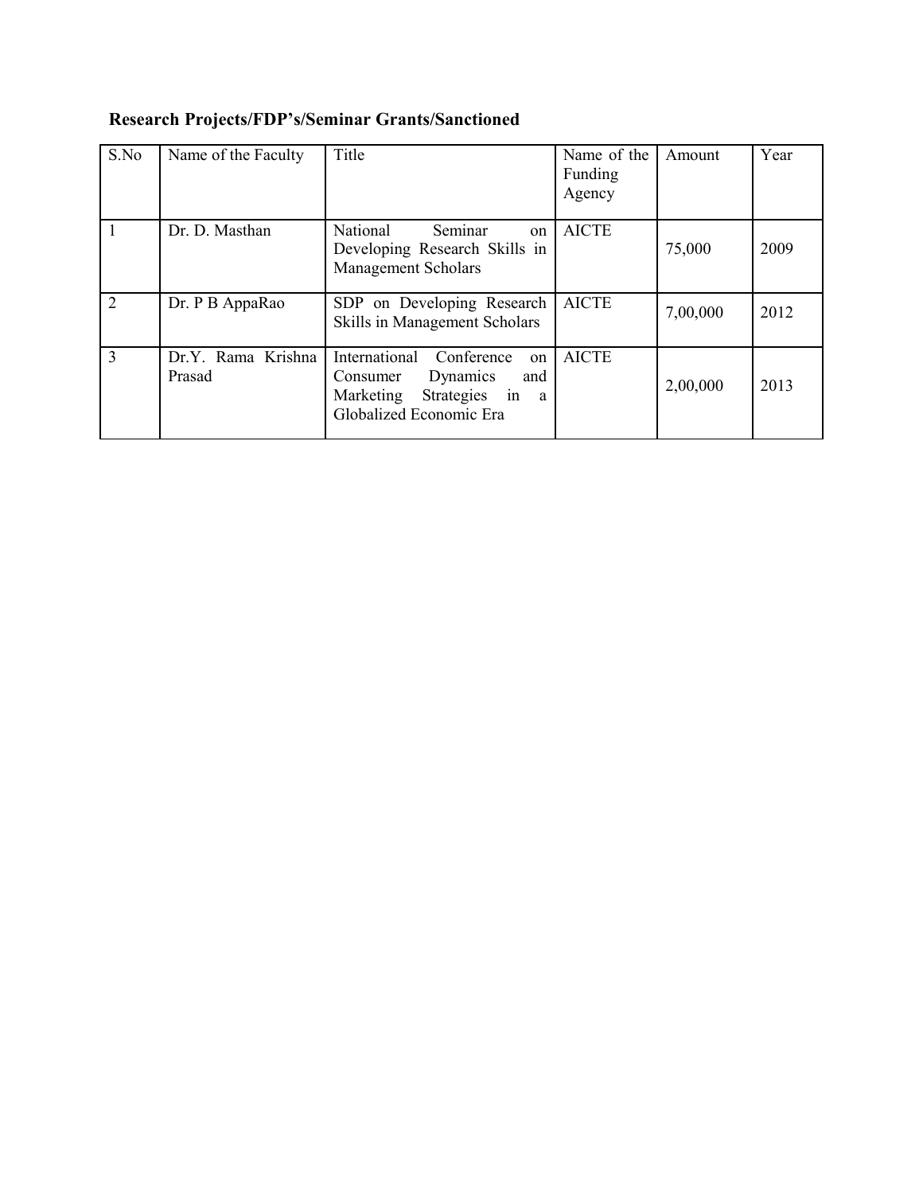**Research Projects/FDP's/Seminar Grants/Sanctioned**

| S.No | Name of the Faculty | Title | Name of the Funding Agency | Amount | Year |
|---|---|---|---|---|---|
| 1 | Dr. D. Masthan | National Seminar on Developing Research Skills in Management Scholars | AICTE | 75,000 | 2009 |
| 2 | Dr. P B AppaRao | SDP on Developing Research Skills in Management Scholars | AICTE | 7,00,000 | 2012 |
| 3 | Dr.Y. Rama Krishna Prasad | International Conference on Consumer Dynamics and Marketing Strategies in a Globalized Economic Era | AICTE | 2,00,000 | 2013 |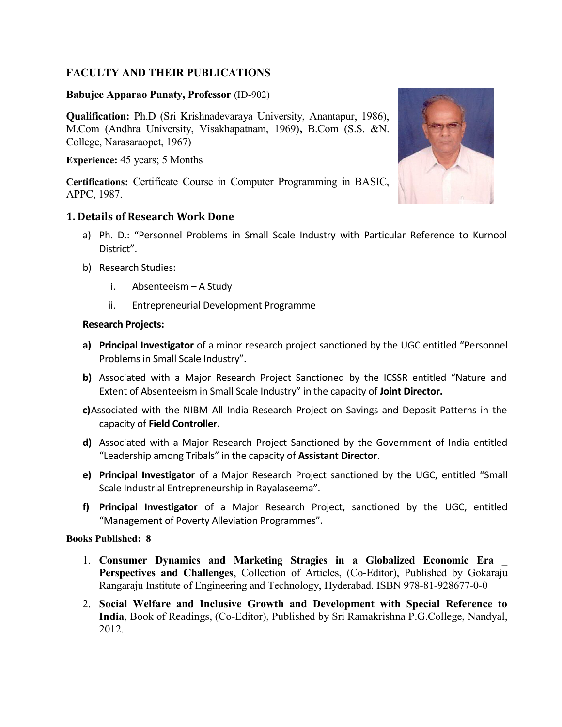# FACULTY AND THEIR PUBLICATIONS

**Babujee Apparao Punaty, Professor** (ID-902)

**Qualification:** Ph.D (Sri Krishnadevaraya University, Anantapur, 1986), M.Com (Andhra University, Visakhapatnam, 1969)**,** B.Com (S.S. &N. College, Narasaraopet, 1967)

**Experience:** 45 years; 5 Months

**Certifications:** Certificate Course in Computer Programming in BASIC, APPC, 1987.

## 1. Details of Research Work Done

a) Ph. D.: "Personnel Problems in Small Scale Industry with Particular Reference to Kurnool District".

b) Research Studies:

   i. Absenteeism – A Study

   ii. Entrepreneurial Development Programme

**Research Projects:**

**a)** **Principal Investigator** of a minor research project sanctioned by the UGC entitled "Personnel Problems in Small Scale Industry".

**b)** Associated with a Major Research Project Sanctioned by the ICSSR entitled "Nature and Extent of Absenteeism in Small Scale Industry" in the capacity of **Joint Director.**

**c)** Associated with the NIBM All India Research Project on Savings and Deposit Patterns in the capacity of **Field Controller.**

**d)** Associated with a Major Research Project Sanctioned by the Government of India entitled "Leadership among Tribals" in the capacity of **Assistant Director**.

**e)** **Principal Investigator** of a Major Research Project sanctioned by the UGC, entitled "Small Scale Industrial Entrepreneurship in Rayalaseema".

**f)** **Principal Investigator** of a Major Research Project, sanctioned by the UGC, entitled "Management of Poverty Alleviation Programmes".

**Books Published: 8**

1. **Consumer Dynamics and Marketing Stragies in a Globalized Economic Era _ Perspectives and Challenges**, Collection of Articles, (Co-Editor), Published by Gokaraju Rangaraju Institute of Engineering and Technology, Hyderabad. ISBN 978-81-928677-0-0
2. **Social Welfare and Inclusive Growth and Development with Special Reference to India**, Book of Readings, (Co-Editor), Published by Sri Ramakrishna P.G.College, Nandyal, 2012.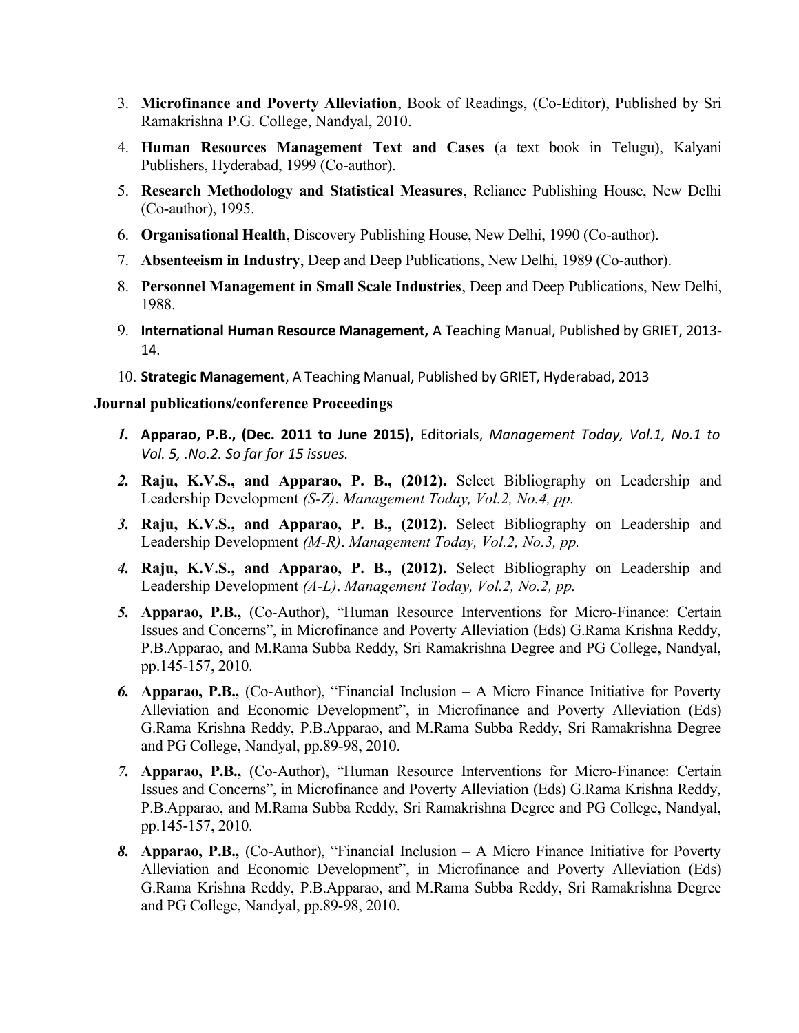3. **Microfinance and Poverty Alleviation**, Book of Readings, (Co-Editor), Published by Sri Ramakrishna P.G. College, Nandyal, 2010.
4. **Human Resources Management Text and Cases** (a text book in Telugu), Kalyani Publishers, Hyderabad, 1999 (Co-author).
5. **Research Methodology and Statistical Measures**, Reliance Publishing House, New Delhi (Co-author), 1995.
6. **Organisational Health**, Discovery Publishing House, New Delhi, 1990 (Co-author).
7. **Absenteeism in Industry**, Deep and Deep Publications, New Delhi, 1989 (Co-author).
8. **Personnel Management in Small Scale Industries**, Deep and Deep Publications, New Delhi, 1988.
9. **International Human Resource Management,** A Teaching Manual, Published by GRIET, 2013-14.
10. **Strategic Management**, A Teaching Manual, Published by GRIET, Hyderabad, 2013

**Journal publications/conference Proceedings**

1. **Apparao, P.B., (Dec. 2011 to June 2015),** Editorials, *Management Today, Vol.1, No.1 to Vol. 5, .No.2. So far for 15 issues.*
2. **Raju, K.V.S., and Apparao, P. B., (2012).** Select Bibliography on Leadership and Leadership Development *(S-Z)*. *Management Today, Vol.2, No.4, pp.*
3. **Raju, K.V.S., and Apparao, P. B., (2012).** Select Bibliography on Leadership and Leadership Development *(M-R)*. *Management Today, Vol.2, No.3, pp.*
4. **Raju, K.V.S., and Apparao, P. B., (2012).** Select Bibliography on Leadership and Leadership Development *(A-L)*. *Management Today, Vol.2, No.2, pp.*
5. **Apparao, P.B.,** (Co-Author), "Human Resource Interventions for Micro-Finance: Certain Issues and Concerns", in Microfinance and Poverty Alleviation (Eds) G.Rama Krishna Reddy, P.B.Apparao, and M.Rama Subba Reddy, Sri Ramakrishna Degree and PG College, Nandyal, pp.145-157, 2010.
6. **Apparao, P.B.,** (Co-Author), "Financial Inclusion – A Micro Finance Initiative for Poverty Alleviation and Economic Development", in Microfinance and Poverty Alleviation (Eds) G.Rama Krishna Reddy, P.B.Apparao, and M.Rama Subba Reddy, Sri Ramakrishna Degree and PG College, Nandyal, pp.89-98, 2010.
7. **Apparao, P.B.,** (Co-Author), "Human Resource Interventions for Micro-Finance: Certain Issues and Concerns", in Microfinance and Poverty Alleviation (Eds) G.Rama Krishna Reddy, P.B.Apparao, and M.Rama Subba Reddy, Sri Ramakrishna Degree and PG College, Nandyal, pp.145-157, 2010.
8. **Apparao, P.B.,** (Co-Author), "Financial Inclusion – A Micro Finance Initiative for Poverty Alleviation and Economic Development", in Microfinance and Poverty Alleviation (Eds) G.Rama Krishna Reddy, P.B.Apparao, and M.Rama Subba Reddy, Sri Ramakrishna Degree and PG College, Nandyal, pp.89-98, 2010.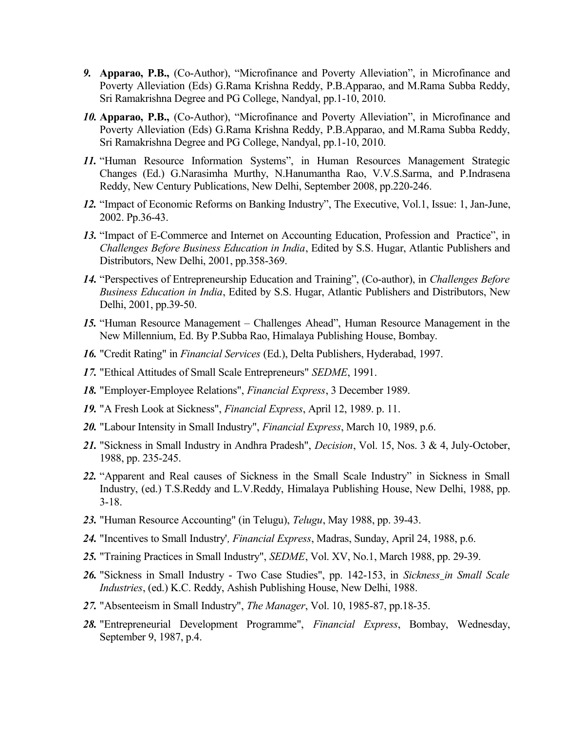9. **Apparao, P.B.,** (Co-Author), "Microfinance and Poverty Alleviation", in Microfinance and Poverty Alleviation (Eds) G.Rama Krishna Reddy, P.B.Apparao, and M.Rama Subba Reddy, Sri Ramakrishna Degree and PG College, Nandyal, pp.1-10, 2010.
10. **Apparao, P.B.,** (Co-Author), "Microfinance and Poverty Alleviation", in Microfinance and Poverty Alleviation (Eds) G.Rama Krishna Reddy, P.B.Apparao, and M.Rama Subba Reddy, Sri Ramakrishna Degree and PG College, Nandyal, pp.1-10, 2010.
11. "Human Resource Information Systems", in Human Resources Management Strategic Changes (Ed.) G.Narasimha Murthy, N.Hanumantha Rao, V.V.S.Sarma, and P.Indrasena Reddy, New Century Publications, New Delhi, September 2008, pp.220-246.
12. "Impact of Economic Reforms on Banking Industry", The Executive, Vol.1, Issue: 1, Jan-June, 2002. Pp.36-43.
13. "Impact of E-Commerce and Internet on Accounting Education, Profession and Practice", in *Challenges Before Business Education in India*, Edited by S.S. Hugar, Atlantic Publishers and Distributors, New Delhi, 2001, pp.358-369.
14. "Perspectives of Entrepreneurship Education and Training", (Co-author), in *Challenges Before Business Education in India*, Edited by S.S. Hugar, Atlantic Publishers and Distributors, New Delhi, 2001, pp.39-50.
15. "Human Resource Management – Challenges Ahead", Human Resource Management in the New Millennium, Ed. By P.Subba Rao, Himalaya Publishing House, Bombay.
16. "Credit Rating" in *Financial Services* (Ed.), Delta Publishers, Hyderabad, 1997.
17. "Ethical Attitudes of Small Scale Entrepreneurs" *SEDME*, 1991.
18. "Employer-Employee Relations", *Financial Express*, 3 December 1989.
19. "A Fresh Look at Sickness", *Financial Express*, April 12, 1989. p. 11.
20. "Labour Intensity in Small Industry", *Financial Express*, March 10, 1989, p.6.
21. "Sickness in Small Industry in Andhra Pradesh", *Decision*, Vol. 15, Nos. 3 & 4, July-October, 1988, pp. 235-245.
22. "Apparent and Real causes of Sickness in the Small Scale Industry" in Sickness in Small Industry, (ed.) T.S.Reddy and L.V.Reddy, Himalaya Publishing House, New Delhi, 1988, pp. 3-18.
23. "Human Resource Accounting" (in Telugu), *Telugu*, May 1988, pp. 39-43.
24. "Incentives to Small Industry', *Financial Express*, Madras, Sunday, April 24, 1988, p.6.
25. "Training Practices in Small Industry", *SEDME*, Vol. XV, No.1, March 1988, pp. 29-39.
26. "Sickness in Small Industry - Two Case Studies", pp. 142-153, in *Sickness_in Small Scale Industries*, (ed.) K.C. Reddy, Ashish Publishing House, New Delhi, 1988.
27. "Absenteeism in Small Industry", *The Manager*, Vol. 10, 1985-87, pp.18-35.
28. "Entrepreneurial Development Programme", *Financial Express*, Bombay, Wednesday, September 9, 1987, p.4.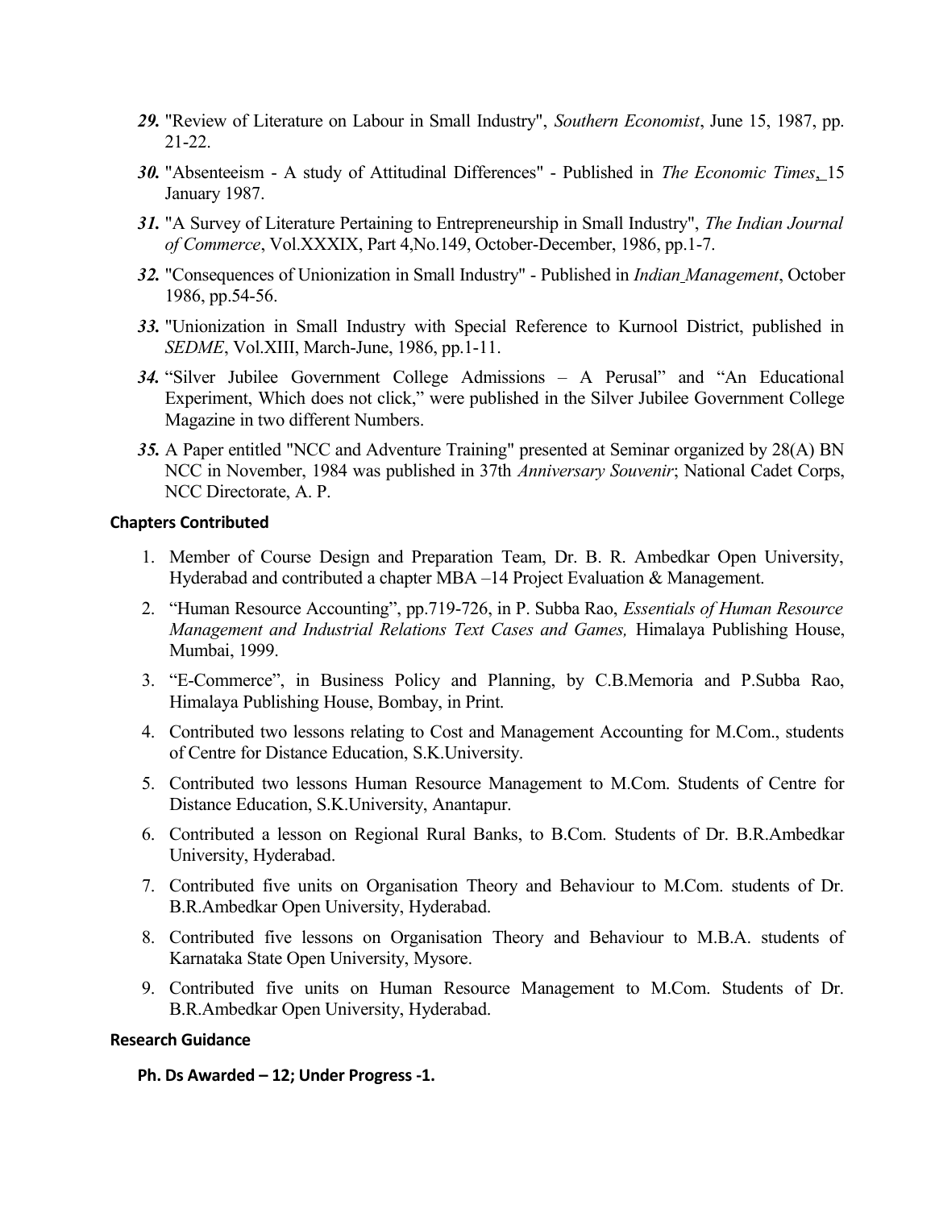29. "Review of Literature on Labour in Small Industry", *Southern Economist*, June 15, 1987, pp. 21-22.

30. "Absenteeism - A study of Attitudinal Differences" - Published in *The Economic Times*, 15 January 1987.

31. "A Survey of Literature Pertaining to Entrepreneurship in Small Industry", *The Indian Journal of Commerce*, Vol.XXXIX, Part 4,No.149, October-December, 1986, pp.1-7.

32. "Consequences of Unionization in Small Industry" - Published in *Indian Management*, October 1986, pp.54-56.

33. "Unionization in Small Industry with Special Reference to Kurnool District, published in *SEDME*, Vol.XIII, March-June, 1986, pp.1-11.

34. "Silver Jubilee Government College Admissions – A Perusal" and "An Educational Experiment, Which does not click," were published in the Silver Jubilee Government College Magazine in two different Numbers.

35. A Paper entitled "NCC and Adventure Training" presented at Seminar organized by 28(A) BN NCC in November, 1984 was published in 37th *Anniversary Souvenir*; National Cadet Corps, NCC Directorate, A. P.

### Chapters Contributed

1. Member of Course Design and Preparation Team, Dr. B. R. Ambedkar Open University, Hyderabad and contributed a chapter MBA –14 Project Evaluation & Management.
2. "Human Resource Accounting", pp.719-726, in P. Subba Rao, *Essentials of Human Resource Management and Industrial Relations Text Cases and Games,* Himalaya Publishing House, Mumbai, 1999.
3. "E-Commerce", in Business Policy and Planning, by C.B.Memoria and P.Subba Rao, Himalaya Publishing House, Bombay, in Print.
4. Contributed two lessons relating to Cost and Management Accounting for M.Com., students of Centre for Distance Education, S.K.University.
5. Contributed two lessons Human Resource Management to M.Com. Students of Centre for Distance Education, S.K.University, Anantapur.
6. Contributed a lesson on Regional Rural Banks, to B.Com. Students of Dr. B.R.Ambedkar University, Hyderabad.
7. Contributed five units on Organisation Theory and Behaviour to M.Com. students of Dr. B.R.Ambedkar Open University, Hyderabad.
8. Contributed five lessons on Organisation Theory and Behaviour to M.B.A. students of Karnataka State Open University, Mysore.
9. Contributed five units on Human Resource Management to M.Com. Students of Dr. B.R.Ambedkar Open University, Hyderabad.

### Research Guidance

**Ph. Ds Awarded – 12; Under Progress -1.**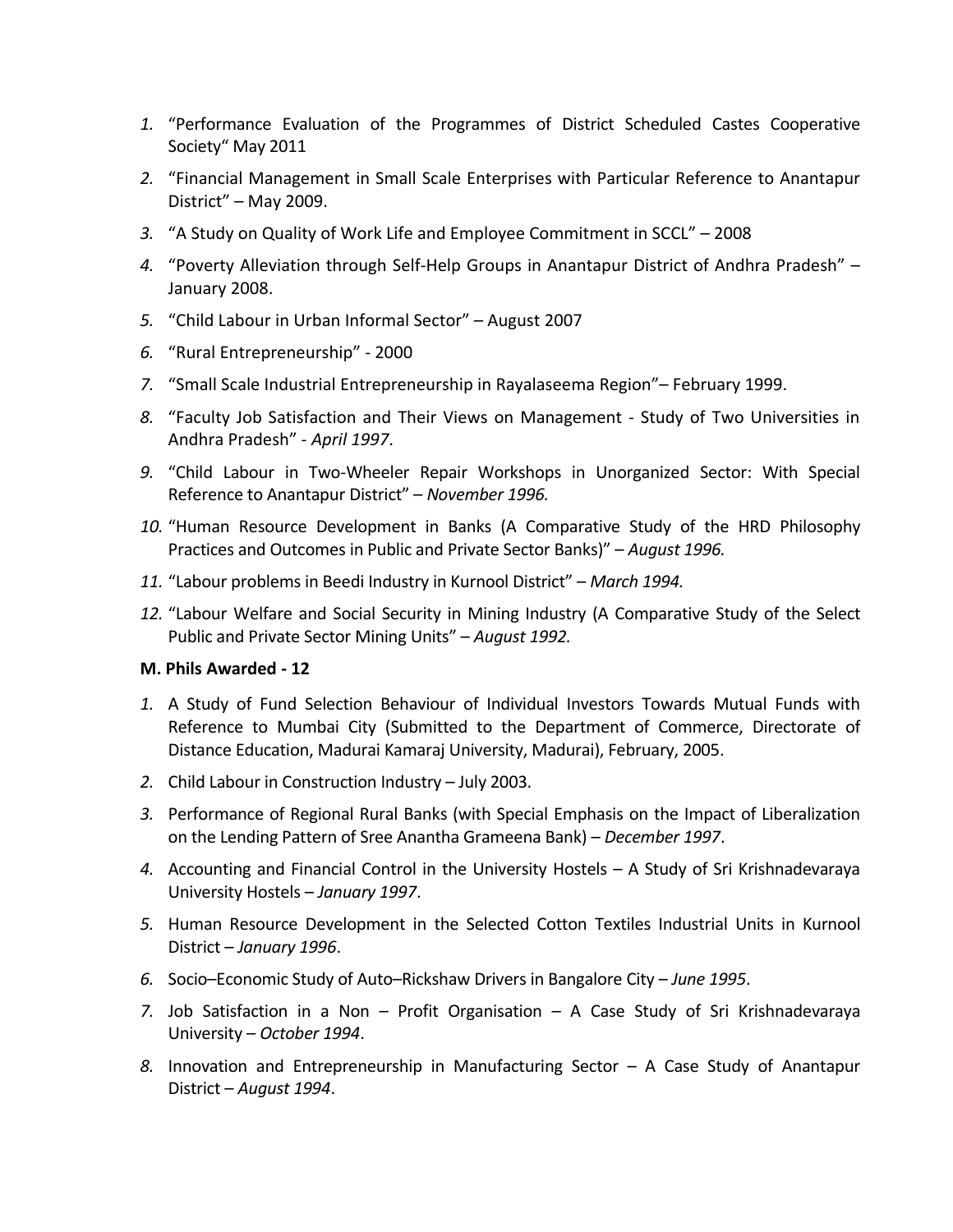1. "Performance Evaluation of the Programmes of District Scheduled Castes Cooperative Society" May 2011
2. "Financial Management in Small Scale Enterprises with Particular Reference to Anantapur District" – May 2009.
3. "A Study on Quality of Work Life and Employee Commitment in SCCL" – 2008
4. "Poverty Alleviation through Self-Help Groups in Anantapur District of Andhra Pradesh" – January 2008.
5. "Child Labour in Urban Informal Sector" – August 2007
6. "Rural Entrepreneurship" - 2000
7. "Small Scale Industrial Entrepreneurship in Rayalaseema Region"– February 1999.
8. "Faculty Job Satisfaction and Their Views on Management - Study of Two Universities in Andhra Pradesh" - *April 1997*.
9. "Child Labour in Two-Wheeler Repair Workshops in Unorganized Sector: With Special Reference to Anantapur District" – *November 1996.*
10. "Human Resource Development in Banks (A Comparative Study of the HRD Philosophy Practices and Outcomes in Public and Private Sector Banks)" – *August 1996.*
11. "Labour problems in Beedi Industry in Kurnool District" – *March 1994.*
12. "Labour Welfare and Social Security in Mining Industry (A Comparative Study of the Select Public and Private Sector Mining Units" – *August 1992.*

**M. Phils Awarded - 12**

1. A Study of Fund Selection Behaviour of Individual Investors Towards Mutual Funds with Reference to Mumbai City (Submitted to the Department of Commerce, Directorate of Distance Education, Madurai Kamaraj University, Madurai), February, 2005.
2. Child Labour in Construction Industry – July 2003.
3. Performance of Regional Rural Banks (with Special Emphasis on the Impact of Liberalization on the Lending Pattern of Sree Anantha Grameena Bank) – *December 1997*.
4. Accounting and Financial Control in the University Hostels – A Study of Sri Krishnadevaraya University Hostels – *January 1997*.
5. Human Resource Development in the Selected Cotton Textiles Industrial Units in Kurnool District – *January 1996*.
6. Socio–Economic Study of Auto–Rickshaw Drivers in Bangalore City – *June 1995*.
7. Job Satisfaction in a Non – Profit Organisation – A Case Study of Sri Krishnadevaraya University – *October 1994*.
8. Innovation and Entrepreneurship in Manufacturing Sector – A Case Study of Anantapur District – *August 1994*.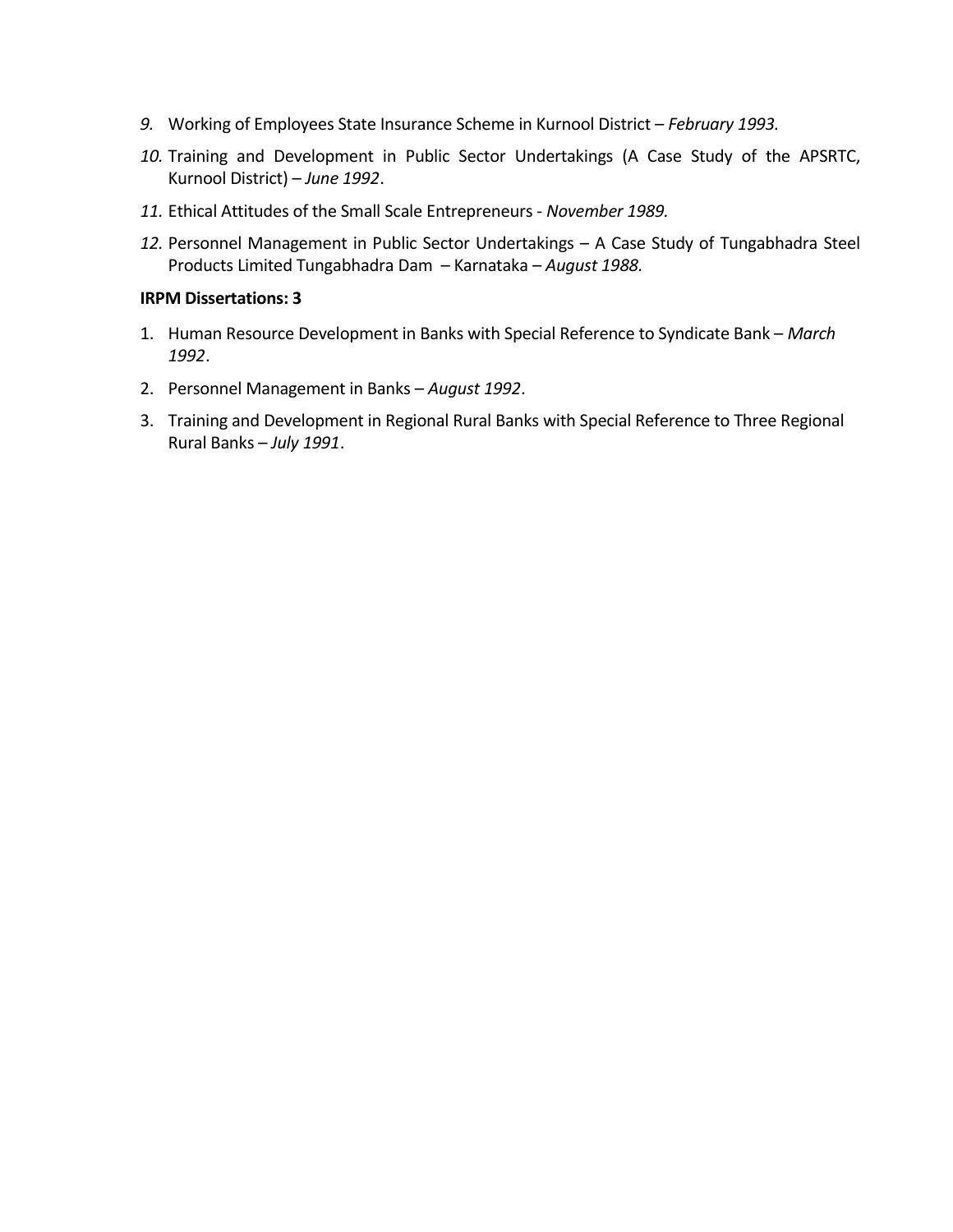9. Working of Employees State Insurance Scheme in Kurnool District – *February 1993.*
10. Training and Development in Public Sector Undertakings (A Case Study of the APSRTC, Kurnool District) – *June 1992*.
11. Ethical Attitudes of the Small Scale Entrepreneurs - *November 1989.*
12. Personnel Management in Public Sector Undertakings – A Case Study of Tungabhadra Steel Products Limited Tungabhadra Dam – Karnataka – *August 1988.*

**IRPM Dissertations: 3**

1. Human Resource Development in Banks with Special Reference to Syndicate Bank – *March 1992*.
2. Personnel Management in Banks – *August 1992*.
3. Training and Development in Regional Rural Banks with Special Reference to Three Regional Rural Banks – *July 1991*.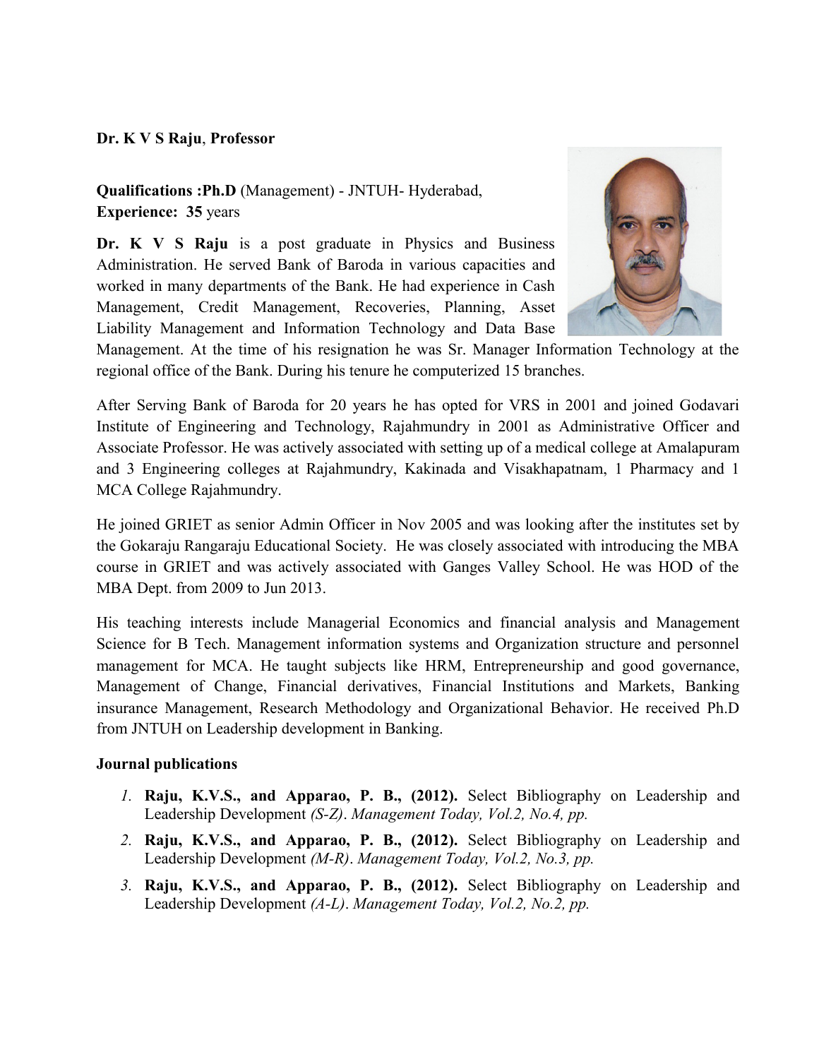**Dr. K V S Raju**, **Professor**

**Qualifications :Ph.D** (Management) - JNTUH- Hyderabad,
**Experience: 35** years

**Dr. K V S Raju** is a post graduate in Physics and Business Administration. He served Bank of Baroda in various capacities and worked in many departments of the Bank. He had experience in Cash Management, Credit Management, Recoveries, Planning, Asset Liability Management and Information Technology and Data Base Management. At the time of his resignation he was Sr. Manager Information Technology at the regional office of the Bank. During his tenure he computerized 15 branches.

After Serving Bank of Baroda for 20 years he has opted for VRS in 2001 and joined Godavari Institute of Engineering and Technology, Rajahmundry in 2001 as Administrative Officer and Associate Professor. He was actively associated with setting up of a medical college at Amalapuram and 3 Engineering colleges at Rajahmundry, Kakinada and Visakhapatnam, 1 Pharmacy and 1 MCA College Rajahmundry.

He joined GRIET as senior Admin Officer in Nov 2005 and was looking after the institutes set by the Gokaraju Rangaraju Educational Society. He was closely associated with introducing the MBA course in GRIET and was actively associated with Ganges Valley School. He was HOD of the MBA Dept. from 2009 to Jun 2013.

His teaching interests include Managerial Economics and financial analysis and Management Science for B Tech. Management information systems and Organization structure and personnel management for MCA. He taught subjects like HRM, Entrepreneurship and good governance, Management of Change, Financial derivatives, Financial Institutions and Markets, Banking insurance Management, Research Methodology and Organizational Behavior. He received Ph.D from JNTUH on Leadership development in Banking.

**Journal publications**

1. **Raju, K.V.S., and Apparao, P. B., (2012).** Select Bibliography on Leadership and Leadership Development *(S-Z)*. *Management Today, Vol.2, No.4, pp.*
2. **Raju, K.V.S., and Apparao, P. B., (2012).** Select Bibliography on Leadership and Leadership Development *(M-R)*. *Management Today, Vol.2, No.3, pp.*
3. **Raju, K.V.S., and Apparao, P. B., (2012).** Select Bibliography on Leadership and Leadership Development *(A-L)*. *Management Today, Vol.2, No.2, pp.*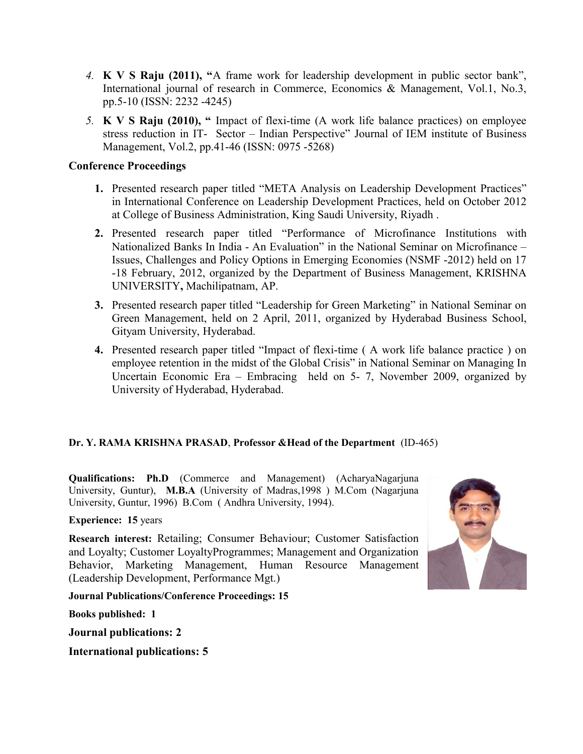4. **K V S Raju (2011), "**A frame work for leadership development in public sector bank", International journal of research in Commerce, Economics & Management, Vol.1, No.3, pp.5-10 (ISSN: 2232 -4245)
5. **K V S Raju (2010), "** Impact of flexi-time (A work life balance practices) on employee stress reduction in IT- Sector – Indian Perspective" Journal of IEM institute of Business Management, Vol.2, pp.41-46 (ISSN: 0975 -5268)

**Conference Proceedings**

1. Presented research paper titled "META Analysis on Leadership Development Practices" in International Conference on Leadership Development Practices, held on October 2012 at College of Business Administration, King Saudi University, Riyadh .
2. Presented research paper titled "Performance of Microfinance Institutions with Nationalized Banks In India - An Evaluation" in the National Seminar on Microfinance – Issues, Challenges and Policy Options in Emerging Economies (NSMF -2012) held on 17 -18 February, 2012, organized by the Department of Business Management, KRISHNA UNIVERSITY**,** Machilipatnam, AP.
3. Presented research paper titled "Leadership for Green Marketing" in National Seminar on Green Management, held on 2 April, 2011, organized by Hyderabad Business School, Gityam University, Hyderabad.
4. Presented research paper titled "Impact of flexi-time ( A work life balance practice ) on employee retention in the midst of the Global Crisis" in National Seminar on Managing In Uncertain Economic Era – Embracing held on 5- 7, November 2009, organized by University of Hyderabad, Hyderabad.

**Dr. Y. RAMA KRISHNA PRASAD**, **Professor &Head of the Department** (ID-465)

**Qualifications: Ph.D** (Commerce and Management) (AcharyaNagarjuna University, Guntur), **M.B.A** (University of Madras,1998 ) M.Com (Nagarjuna University, Guntur, 1996) B.Com ( Andhra University, 1994).

**Experience: 15** years

**Research interest:** Retailing; Consumer Behaviour; Customer Satisfaction and Loyalty; Customer LoyaltyProgrammes; Management and Organization Behavior, Marketing Management, Human Resource Management (Leadership Development, Performance Mgt.)

**Journal Publications/Conference Proceedings: 15**

**Books published: 1**

**Journal publications: 2**

**International publications: 5**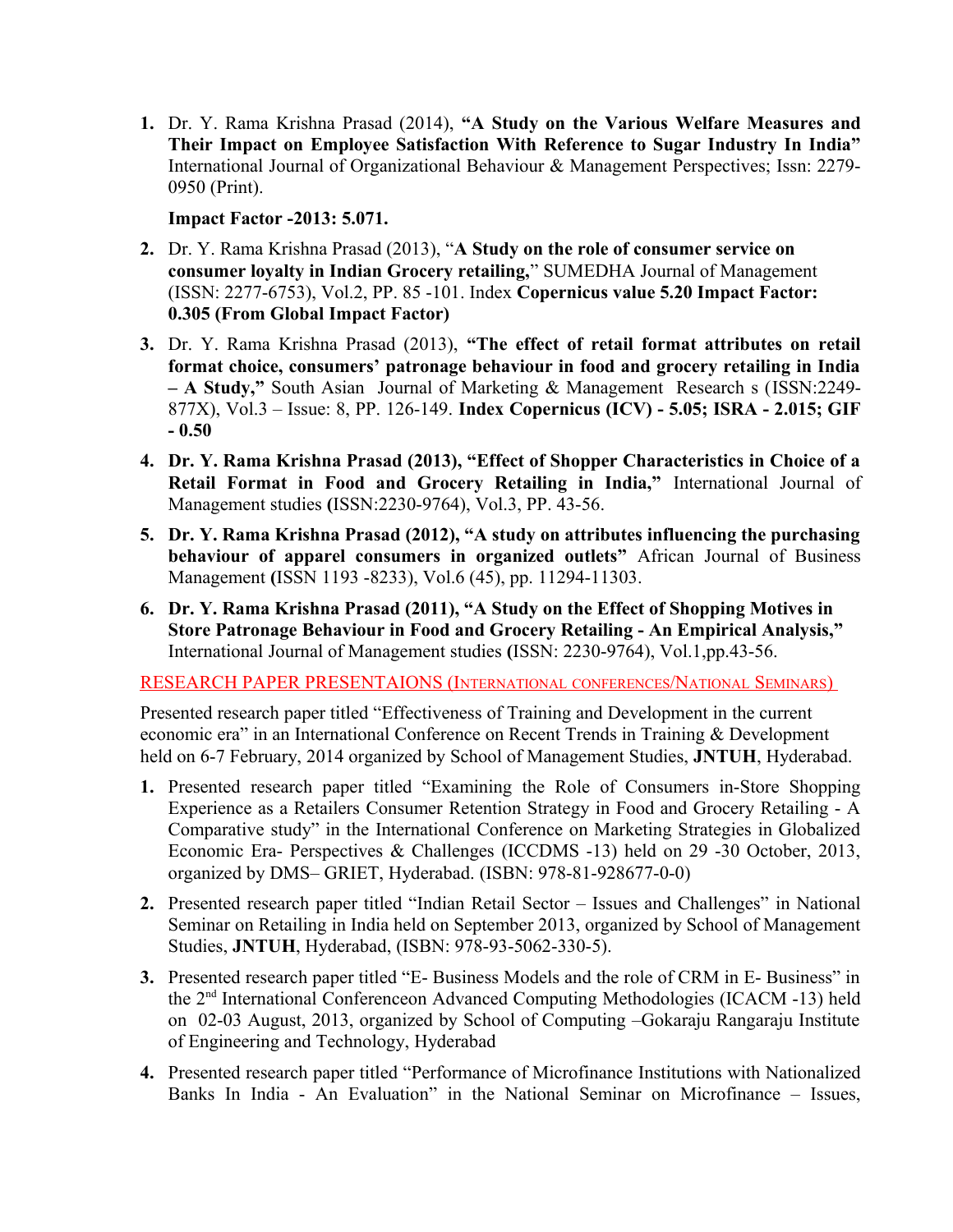1. Dr. Y. Rama Krishna Prasad (2014), **"A Study on the Various Welfare Measures and Their Impact on Employee Satisfaction With Reference to Sugar Industry In India"** International Journal of Organizational Behaviour & Management Perspectives; Issn: 2279-0950 (Print).

   **Impact Factor -2013: 5.071.**

2. Dr. Y. Rama Krishna Prasad (2013), "**A Study on the role of consumer service on consumer loyalty in Indian Grocery retailing,**" SUMEDHA Journal of Management (ISSN: 2277-6753), Vol.2, PP. 85 -101. Index **Copernicus value 5.20 Impact Factor: 0.305 (From Global Impact Factor)**

3. Dr. Y. Rama Krishna Prasad (2013), **"The effect of retail format attributes on retail format choice, consumers' patronage behaviour in food and grocery retailing in India – A Study,"** South Asian Journal of Marketing & Management Research s (ISSN:2249-877X), Vol.3 – Issue: 8, PP. 126-149. **Index Copernicus (ICV) - 5.05; ISRA - 2.015; GIF - 0.50**

4. **Dr. Y. Rama Krishna Prasad (2013), "Effect of Shopper Characteristics in Choice of a Retail Format in Food and Grocery Retailing in India,"** International Journal of Management studies **(**ISSN:2230-9764), Vol.3, PP. 43-56.

5. **Dr. Y. Rama Krishna Prasad (2012), "A study on attributes influencing the purchasing behaviour of apparel consumers in organized outlets"** African Journal of Business Management **(**ISSN 1193 -8233), Vol.6 (45), pp. 11294-11303.

6. **Dr. Y. Rama Krishna Prasad (2011), "A Study on the Effect of Shopping Motives in Store Patronage Behaviour in Food and Grocery Retailing - An Empirical Analysis,"** International Journal of Management studies **(**ISSN: 2230-9764), Vol.1,pp.43-56.

## RESEARCH PAPER PRESENTAIONS (INTERNATIONAL CONFERENCES/NATIONAL SEMINARS)

Presented research paper titled "Effectiveness of Training and Development in the current economic era" in an International Conference on Recent Trends in Training & Development held on 6-7 February, 2014 organized by School of Management Studies, **JNTUH**, Hyderabad.

1. Presented research paper titled "Examining the Role of Consumers in-Store Shopping Experience as a Retailers Consumer Retention Strategy in Food and Grocery Retailing - A Comparative study" in the International Conference on Marketing Strategies in Globalized Economic Era- Perspectives & Challenges (ICCDMS -13) held on 29 -30 October, 2013, organized by DMS– GRIET, Hyderabad. (ISBN: 978-81-928677-0-0)

2. Presented research paper titled "Indian Retail Sector – Issues and Challenges" in National Seminar on Retailing in India held on September 2013, organized by School of Management Studies, **JNTUH**, Hyderabad, (ISBN: 978-93-5062-330-5).

3. Presented research paper titled "E- Business Models and the role of CRM in E- Business" in the 2nd International Conferenceon Advanced Computing Methodologies (ICACM -13) held on 02-03 August, 2013, organized by School of Computing –Gokaraju Rangaraju Institute of Engineering and Technology, Hyderabad

4. Presented research paper titled "Performance of Microfinance Institutions with Nationalized Banks In India - An Evaluation" in the National Seminar on Microfinance – Issues,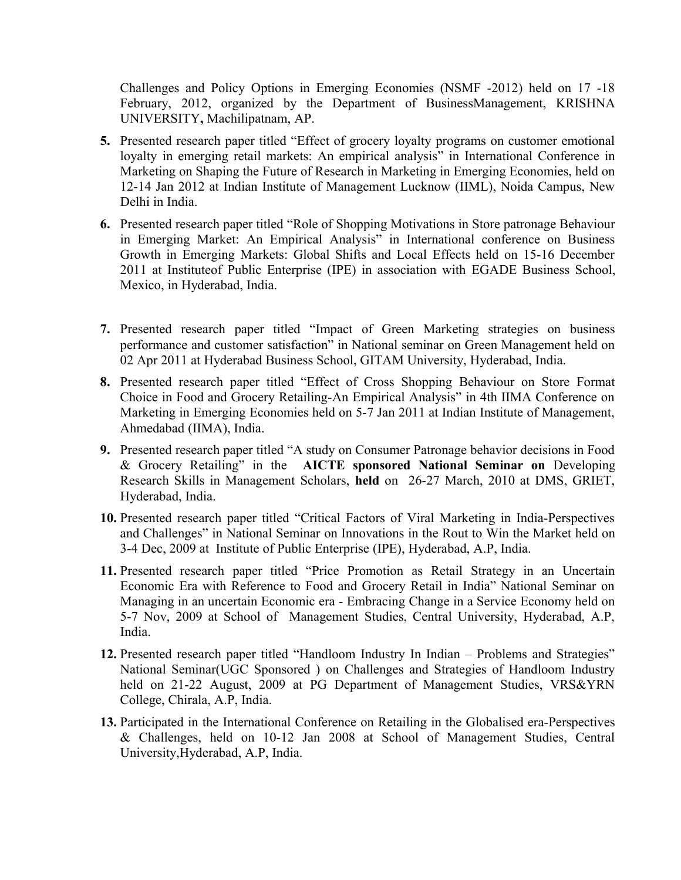Challenges and Policy Options in Emerging Economies (NSMF -2012) held on 17 -18 February, 2012, organized by the Department of BusinessManagement, KRISHNA UNIVERSITY**,** Machilipatnam, AP.

5. Presented research paper titled "Effect of grocery loyalty programs on customer emotional loyalty in emerging retail markets: An empirical analysis" in International Conference in Marketing on Shaping the Future of Research in Marketing in Emerging Economies, held on 12-14 Jan 2012 at Indian Institute of Management Lucknow (IIML), Noida Campus, New Delhi in India.

6. Presented research paper titled "Role of Shopping Motivations in Store patronage Behaviour in Emerging Market: An Empirical Analysis" in International conference on Business Growth in Emerging Markets: Global Shifts and Local Effects held on 15-16 December 2011 at Instituteof Public Enterprise (IPE) in association with EGADE Business School, Mexico, in Hyderabad, India.

7. Presented research paper titled "Impact of Green Marketing strategies on business performance and customer satisfaction" in National seminar on Green Management held on 02 Apr 2011 at Hyderabad Business School, GITAM University, Hyderabad, India.

8. Presented research paper titled "Effect of Cross Shopping Behaviour on Store Format Choice in Food and Grocery Retailing-An Empirical Analysis" in 4th IIMA Conference on Marketing in Emerging Economies held on 5-7 Jan 2011 at Indian Institute of Management, Ahmedabad (IIMA), India.

9. Presented research paper titled "A study on Consumer Patronage behavior decisions in Food & Grocery Retailing" in the **AICTE sponsored National Seminar on** Developing Research Skills in Management Scholars, **held** on 26-27 March, 2010 at DMS, GRIET, Hyderabad, India.

10. Presented research paper titled "Critical Factors of Viral Marketing in India-Perspectives and Challenges" in National Seminar on Innovations in the Rout to Win the Market held on 3-4 Dec, 2009 at Institute of Public Enterprise (IPE), Hyderabad, A.P, India.

11. Presented research paper titled "Price Promotion as Retail Strategy in an Uncertain Economic Era with Reference to Food and Grocery Retail in India" National Seminar on Managing in an uncertain Economic era - Embracing Change in a Service Economy held on 5-7 Nov, 2009 at School of Management Studies, Central University, Hyderabad, A.P, India.

12. Presented research paper titled "Handloom Industry In Indian – Problems and Strategies" National Seminar(UGC Sponsored ) on Challenges and Strategies of Handloom Industry held on 21-22 August, 2009 at PG Department of Management Studies, VRS&YRN College, Chirala, A.P, India.

13. Participated in the International Conference on Retailing in the Globalised era-Perspectives & Challenges, held on 10-12 Jan 2008 at School of Management Studies, Central University,Hyderabad, A.P, India.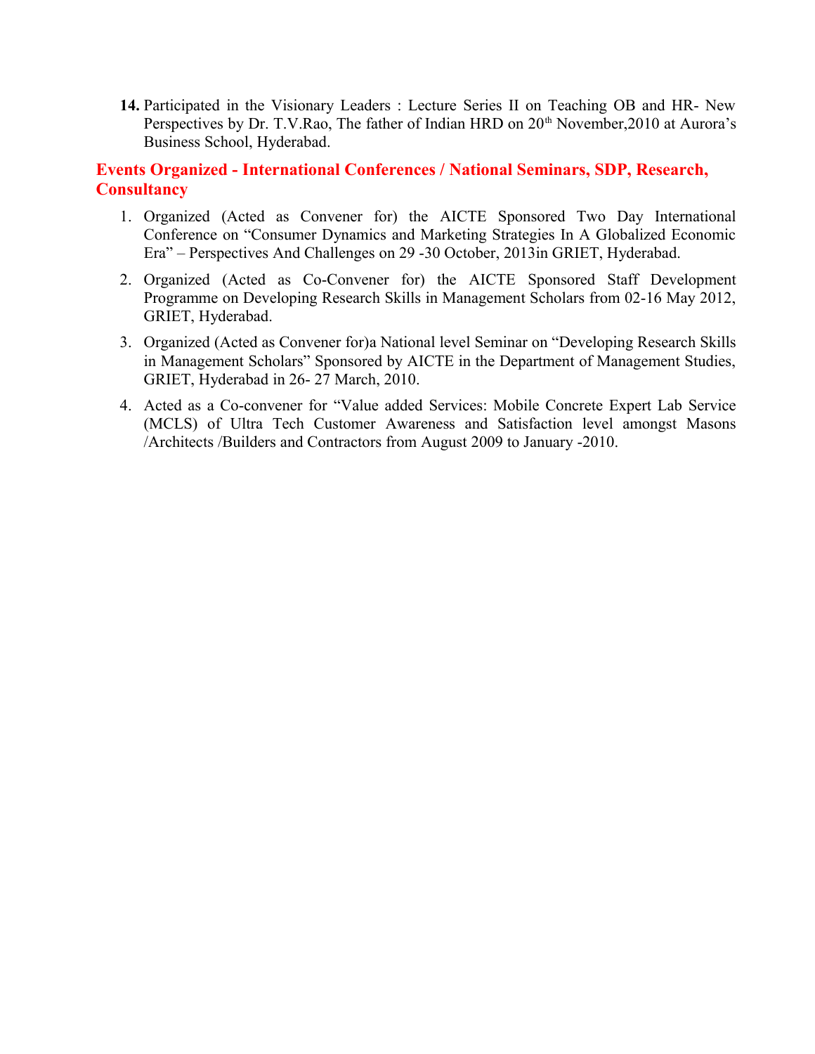**14.** Participated in the Visionary Leaders : Lecture Series II on Teaching OB and HR- New Perspectives by Dr. T.V.Rao, The father of Indian HRD on 20th November,2010 at Aurora's Business School, Hyderabad.

## Events Organized - International Conferences / National Seminars, SDP, Research, Consultancy

1. Organized (Acted as Convener for) the AICTE Sponsored Two Day International Conference on "Consumer Dynamics and Marketing Strategies In A Globalized Economic Era" – Perspectives And Challenges on 29 -30 October, 2013in GRIET, Hyderabad.
2. Organized (Acted as Co-Convener for) the AICTE Sponsored Staff Development Programme on Developing Research Skills in Management Scholars from 02-16 May 2012, GRIET, Hyderabad.
3. Organized (Acted as Convener for)a National level Seminar on "Developing Research Skills in Management Scholars" Sponsored by AICTE in the Department of Management Studies, GRIET, Hyderabad in 26- 27 March, 2010.
4. Acted as a Co-convener for "Value added Services: Mobile Concrete Expert Lab Service (MCLS) of Ultra Tech Customer Awareness and Satisfaction level amongst Masons /Architects /Builders and Contractors from August 2009 to January -2010.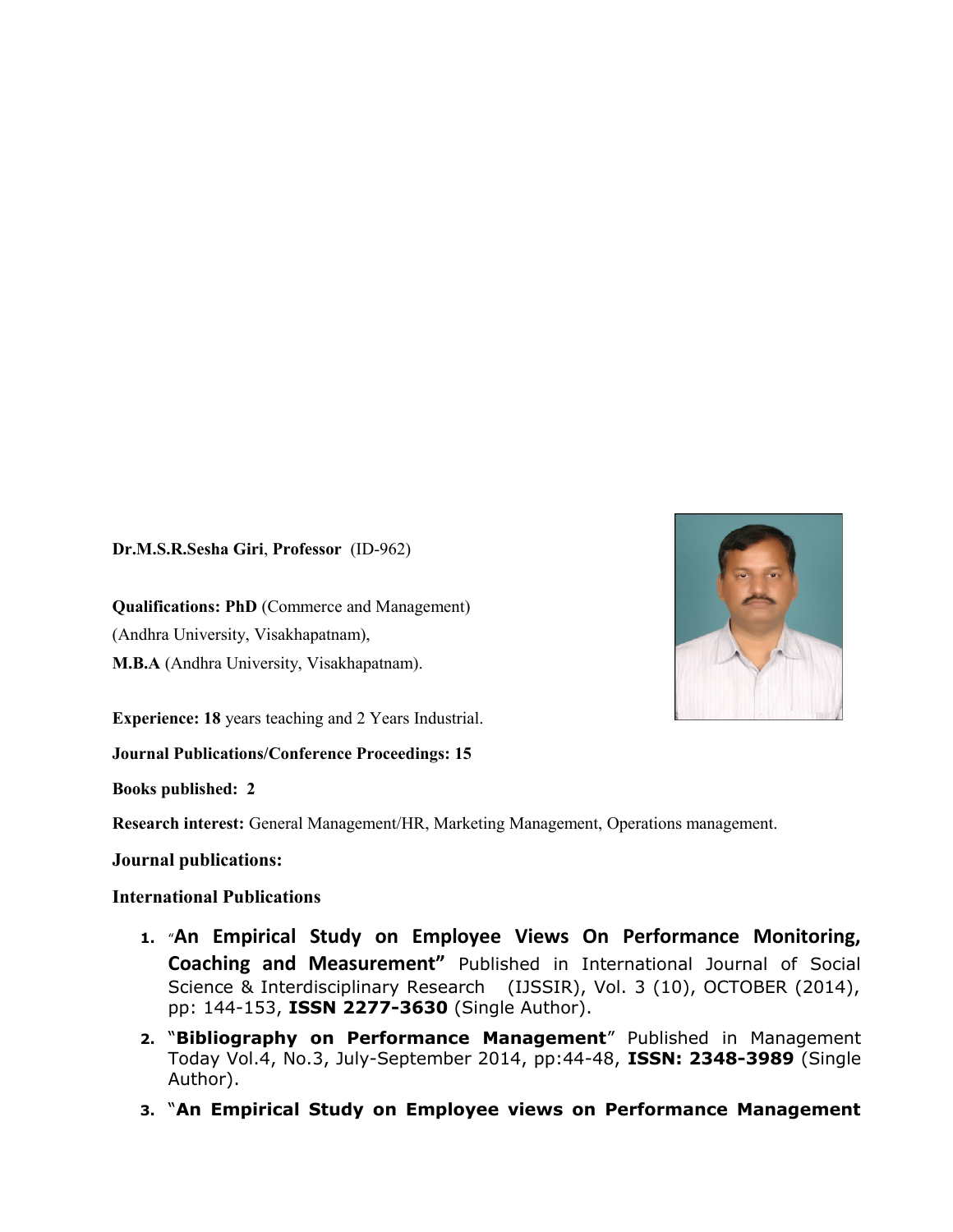**Dr.M.S.R.Sesha Giri**, **Professor** (ID-962)

**Qualifications: PhD** (Commerce and Management)
(Andhra University, Visakhapatnam),
**M.B.A** (Andhra University, Visakhapatnam).

**Experience: 18** years teaching and 2 Years Industrial.

**Journal Publications/Conference Proceedings: 15**

**Books published: 2**

**Research interest:** General Management/HR, Marketing Management, Operations management.

**Journal publications:**

**International Publications**

1. "**An Empirical Study on Employee Views On Performance Monitoring, Coaching and Measurement"** Published in International Journal of Social Science & Interdisciplinary Research (IJSSIR), Vol. 3 (10), OCTOBER (2014), pp: 144-153, **ISSN 2277-3630** (Single Author).
2. "**Bibliography on Performance Management**" Published in Management Today Vol.4, No.3, July-September 2014, pp:44-48, **ISSN: 2348-3989** (Single Author).
3. "**An Empirical Study on Employee views on Performance Management**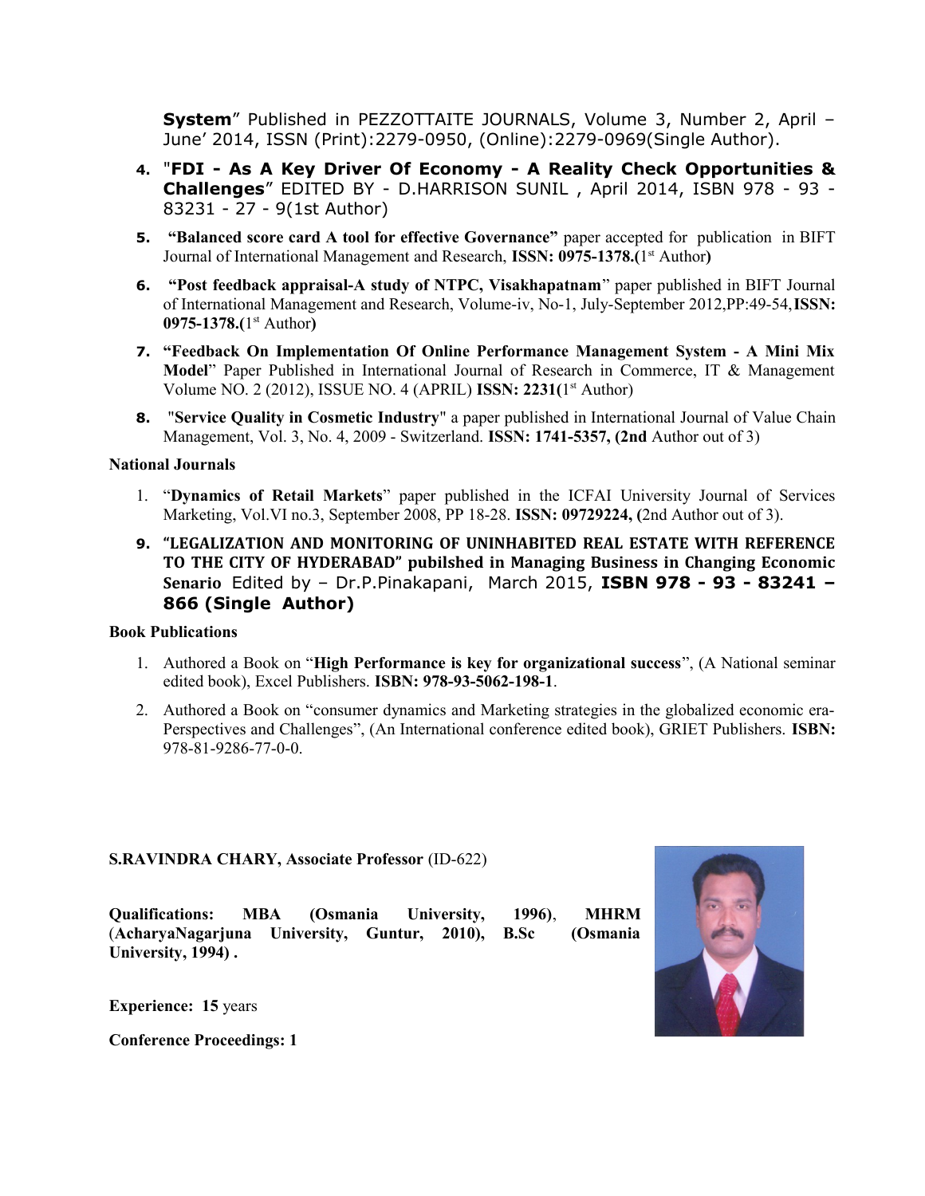**System**" Published in PEZZOTTAITE JOURNALS, Volume 3, Number 2, April – June' 2014, ISSN (Print):2279-0950, (Online):2279-0969(Single Author).

4. "**FDI - As A Key Driver Of Economy - A Reality Check Opportunities & Challenges**" EDITED BY - D.HARRISON SUNIL , April 2014, ISBN 978 - 93 - 83231 - 27 - 9(1st Author)
5. **"Balanced score card A tool for effective Governance"** paper accepted for publication in BIFT Journal of International Management and Research, **ISSN: 0975-1378.**(1st Author**)**
6. **"Post feedback appraisal-A study of NTPC, Visakhapatnam**" paper published in BIFT Journal of International Management and Research, Volume-iv, No-1, July-September 2012,PP:49-54,**ISSN: 0975-1378.**(1st Author**)**
7. **"Feedback On Implementation Of Online Performance Management System - A Mini Mix Model**" Paper Published in International Journal of Research in Commerce, IT & Management Volume NO. 2 (2012), ISSUE NO. 4 (APRIL) **ISSN: 2231**(1st Author)
8. "**Service Quality in Cosmetic Industry**" a paper published in International Journal of Value Chain Management, Vol. 3, No. 4, 2009 - Switzerland. **ISSN: 1741-5357, (2nd** Author out of 3)

**National Journals**

1. "**Dynamics of Retail Markets**" paper published in the ICFAI University Journal of Services Marketing, Vol.VI no.3, September 2008, PP 18-28. **ISSN: 09729224, (**2nd Author out of 3).

9. **"LEGALIZATION AND MONITORING OF UNINHABITED REAL ESTATE WITH REFERENCE TO THE CITY OF HYDERABAD" pubilshed in Managing Business in Changing Economic Senario** Edited by – Dr.P.Pinakapani, March 2015, **ISBN 978 - 93 - 83241 – 866 (Single Author)**

**Book Publications**

1. Authored a Book on "**High Performance is key for organizational success**", (A National seminar edited book), Excel Publishers. **ISBN: 978-93-5062-198-1**.
2. Authored a Book on "consumer dynamics and Marketing strategies in the globalized economic era-Perspectives and Challenges", (An International conference edited book), GRIET Publishers. **ISBN:** 978-81-9286-77-0-0.

**S.RAVINDRA CHARY, Associate Professor** (ID-622)

**Qualifications: MBA (Osmania University, 1996)**, **MHRM** (**AcharyaNagarjuna University, Guntur, 2010), B.Sc (Osmania University, 1994) .**

**Experience: 15** years

**Conference Proceedings: 1**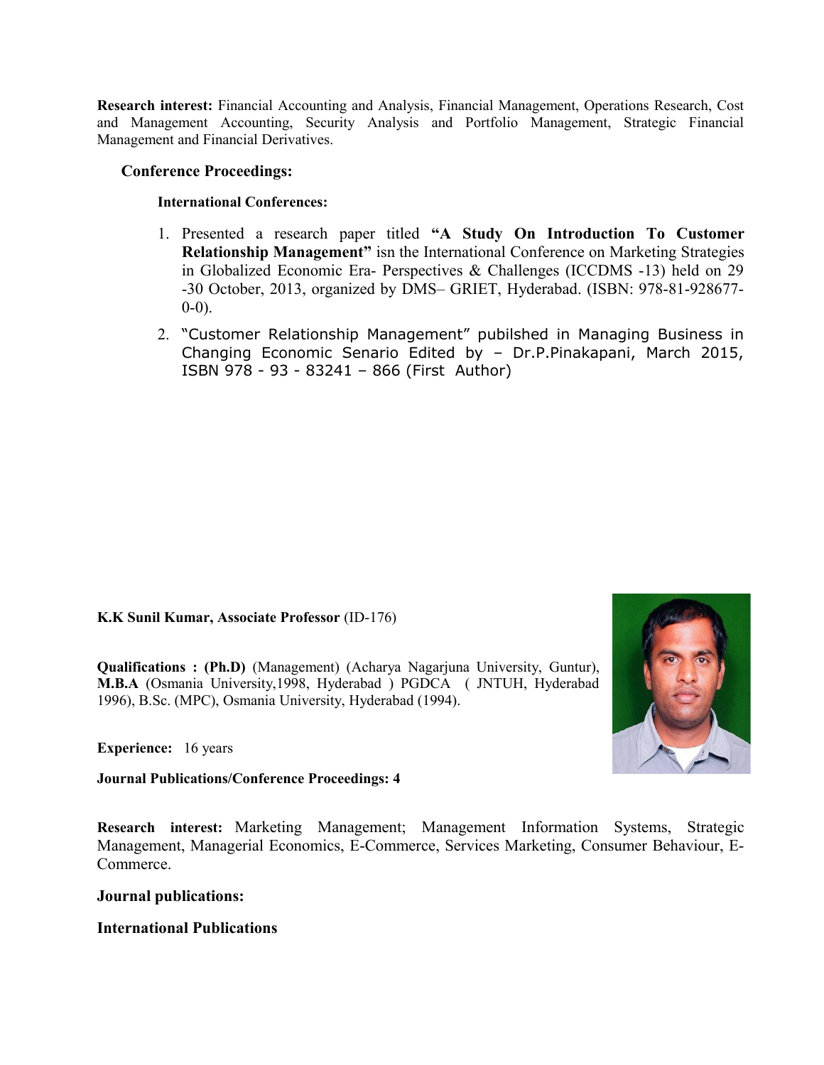**Research interest:** Financial Accounting and Analysis, Financial Management, Operations Research, Cost and Management Accounting, Security Analysis and Portfolio Management, Strategic Financial Management and Financial Derivatives.

**Conference Proceedings:**

**International Conferences:**

1. Presented a research paper titled **"A Study On Introduction To Customer Relationship Management"** isn the International Conference on Marketing Strategies in Globalized Economic Era- Perspectives & Challenges (ICCDMS -13) held on 29 -30 October, 2013, organized by DMS– GRIET, Hyderabad. (ISBN: 978-81-928677-0-0).
2. "Customer Relationship Management" pubilshed in Managing Business in Changing Economic Senario Edited by – Dr.P.Pinakapani, March 2015, ISBN 978 - 93 - 83241 – 866 (First Author)

**K.K Sunil Kumar, Associate Professor** (ID-176)

**Qualifications : (Ph.D)** (Management) (Acharya Nagarjuna University, Guntur), **M.B.A** (Osmania University,1998, Hyderabad ) PGDCA ( JNTUH, Hyderabad 1996), B.Sc. (MPC), Osmania University, Hyderabad (1994).

**Experience:** 16 years

**Journal Publications/Conference Proceedings: 4**

**Research interest:** Marketing Management; Management Information Systems, Strategic Management, Managerial Economics, E-Commerce, Services Marketing, Consumer Behaviour, E-Commerce.

**Journal publications:**

**International Publications**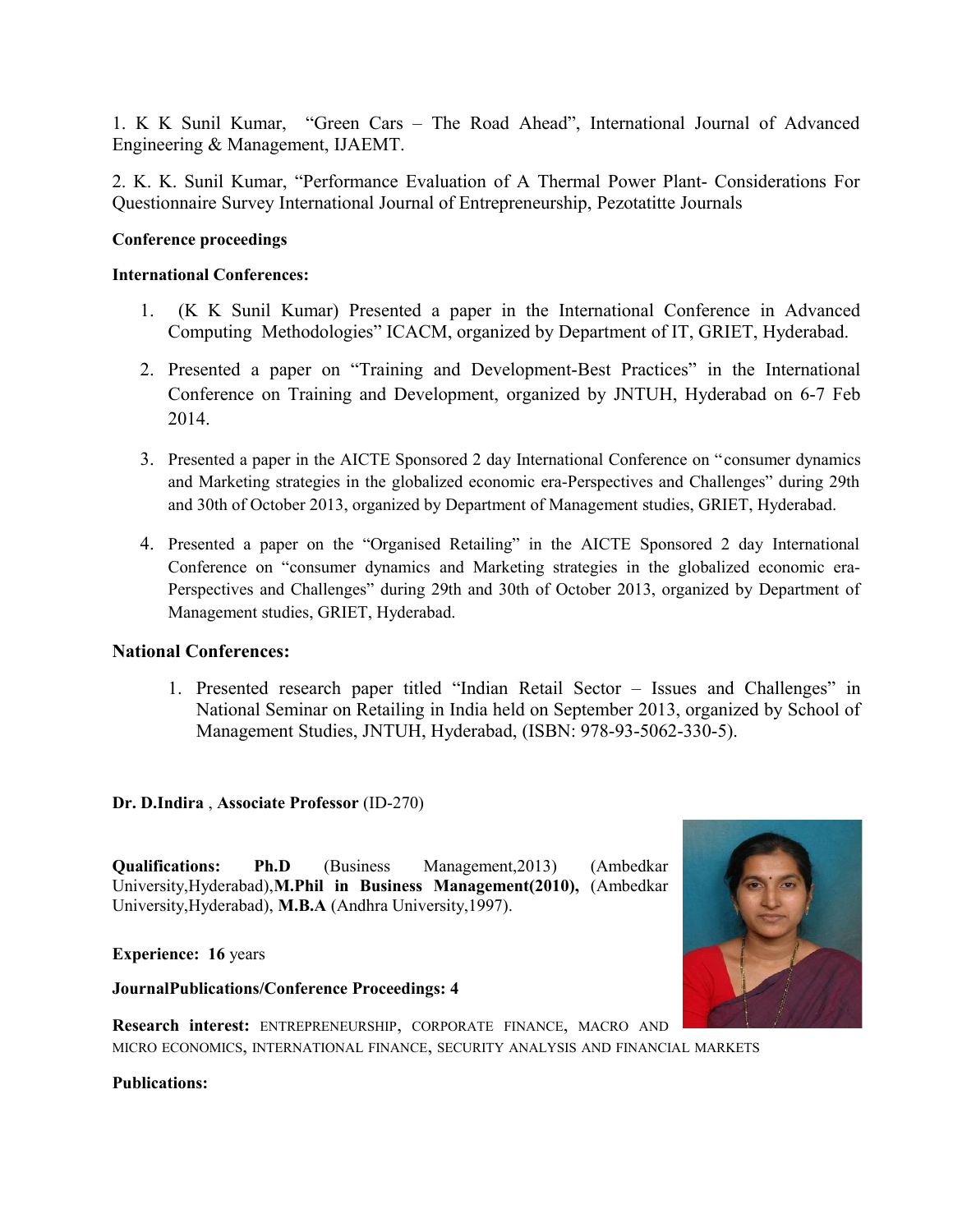1. K K Sunil Kumar, "Green Cars – The Road Ahead", International Journal of Advanced Engineering & Management, IJAEMT.

2. K. K. Sunil Kumar, "Performance Evaluation of A Thermal Power Plant- Considerations For Questionnaire Survey International Journal of Entrepreneurship, Pezotatitte Journals

**Conference proceedings**

**International Conferences:**

1. (K K Sunil Kumar) Presented a paper in the International Conference in Advanced Computing Methodologies" ICACM, organized by Department of IT, GRIET, Hyderabad.
2. Presented a paper on "Training and Development-Best Practices" in the International Conference on Training and Development, organized by JNTUH, Hyderabad on 6-7 Feb 2014.
3. Presented a paper in the AICTE Sponsored 2 day International Conference on "consumer dynamics and Marketing strategies in the globalized economic era-Perspectives and Challenges" during 29th and 30th of October 2013, organized by Department of Management studies, GRIET, Hyderabad.
4. Presented a paper on the "Organised Retailing" in the AICTE Sponsored 2 day International Conference on "consumer dynamics and Marketing strategies in the globalized economic era-Perspectives and Challenges" during 29th and 30th of October 2013, organized by Department of Management studies, GRIET, Hyderabad.

**National Conferences:**

1. Presented research paper titled "Indian Retail Sector – Issues and Challenges" in National Seminar on Retailing in India held on September 2013, organized by School of Management Studies, JNTUH, Hyderabad, (ISBN: 978-93-5062-330-5).

**Dr. D.Indira** , **Associate Professor** (ID-270)

**Qualifications: Ph.D** (Business Management,2013) (Ambedkar University,Hyderabad),**M.Phil in Business Management(2010),** (Ambedkar University,Hyderabad), **M.B.A** (Andhra University,1997).

**Experience: 16** years

**JournalPublications/Conference Proceedings: 4**

**Research interest:** ENTREPRENEURSHIP, CORPORATE FINANCE, MACRO AND MICRO ECONOMICS, INTERNATIONAL FINANCE, SECURITY ANALYSIS AND FINANCIAL MARKETS

**Publications:**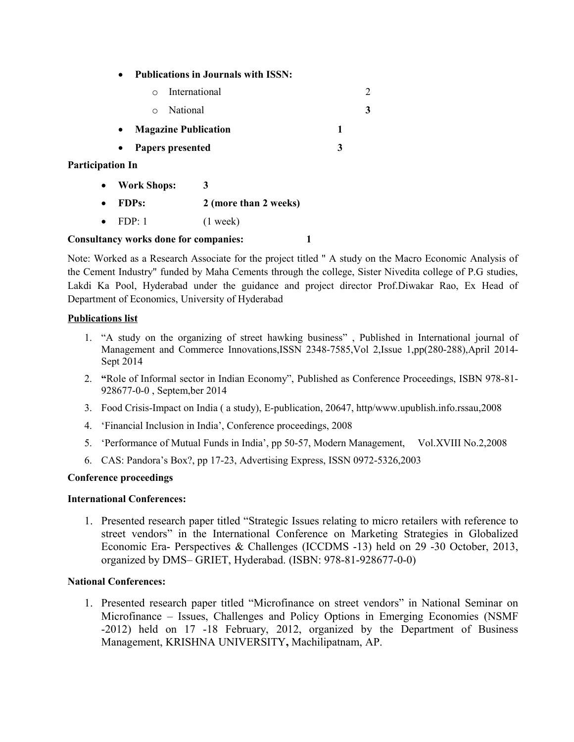- **Publications in Journals with ISSN:**
    - International 2
    - National **3**
- **Magazine Publication 1**
- **Papers presented 3**

**Participation In**

- **Work Shops: 3**
- **FDPs: 2 (more than 2 weeks)**
- FDP: 1 (1 week)

**Consultancy works done for companies: 1**

Note: Worked as a Research Associate for the project titled " A study on the Macro Economic Analysis of the Cement Industry" funded by Maha Cements through the college, Sister Nivedita college of P.G studies, Lakdi Ka Pool, Hyderabad under the guidance and project director Prof.Diwakar Rao, Ex Head of Department of Economics, University of Hyderabad

**<u>Publications list</u>**

1. "A study on the organizing of street hawking business" , Published in International journal of Management and Commerce Innovations,ISSN 2348-7585,Vol 2,Issue 1,pp(280-288),April 2014-Sept 2014
2. **"**Role of Informal sector in Indian Economy", Published as Conference Proceedings, ISBN 978-81-928677-0-0 , Septem,ber 2014
3. Food Crisis-Impact on India ( a study), E-publication, 20647, http/www.upublish.info.rssau,2008
4. 'Financial Inclusion in India', Conference proceedings, 2008
5. 'Performance of Mutual Funds in India', pp 50-57, Modern Management, Vol.XVIII No.2,2008
6. CAS: Pandora's Box?, pp 17-23, Advertising Express, ISSN 0972-5326,2003

**Conference proceedings**

**International Conferences:**

1. Presented research paper titled "Strategic Issues relating to micro retailers with reference to street vendors" in the International Conference on Marketing Strategies in Globalized Economic Era- Perspectives & Challenges (ICCDMS -13) held on 29 -30 October, 2013, organized by DMS– GRIET, Hyderabad. (ISBN: 978-81-928677-0-0)

**National Conferences:**

1. Presented research paper titled "Microfinance on street vendors" in National Seminar on Microfinance – Issues, Challenges and Policy Options in Emerging Economies (NSMF -2012) held on 17 -18 February, 2012, organized by the Department of Business Management, KRISHNA UNIVERSITY**,** Machilipatnam, AP.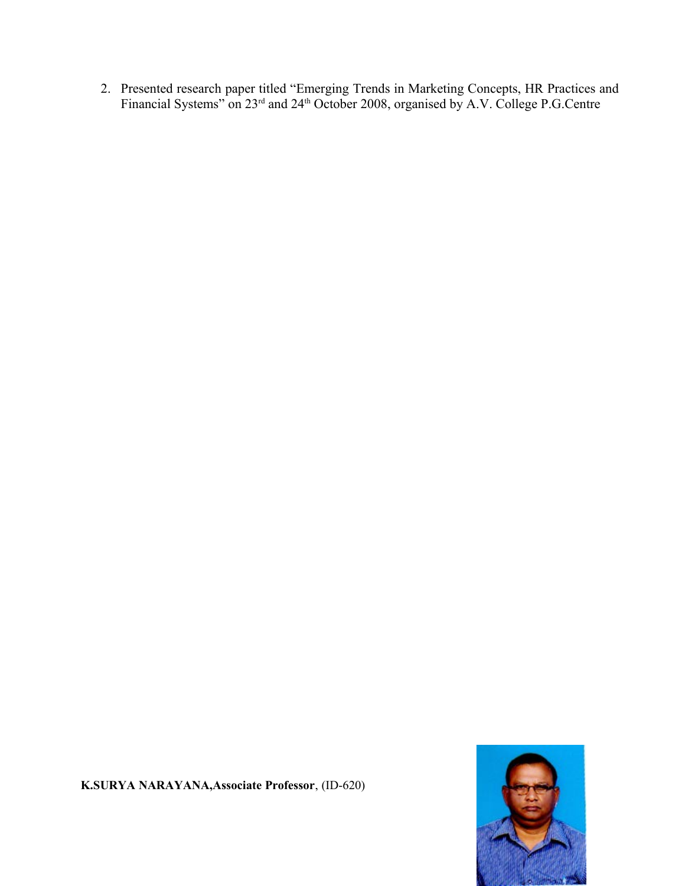2. Presented research paper titled “Emerging Trends in Marketing Concepts, HR Practices and Financial Systems” on 23rd and 24th October 2008, organised by A.V. College P.G.Centre

**K.SURYA NARAYANA,Associate Professor**, (ID-620)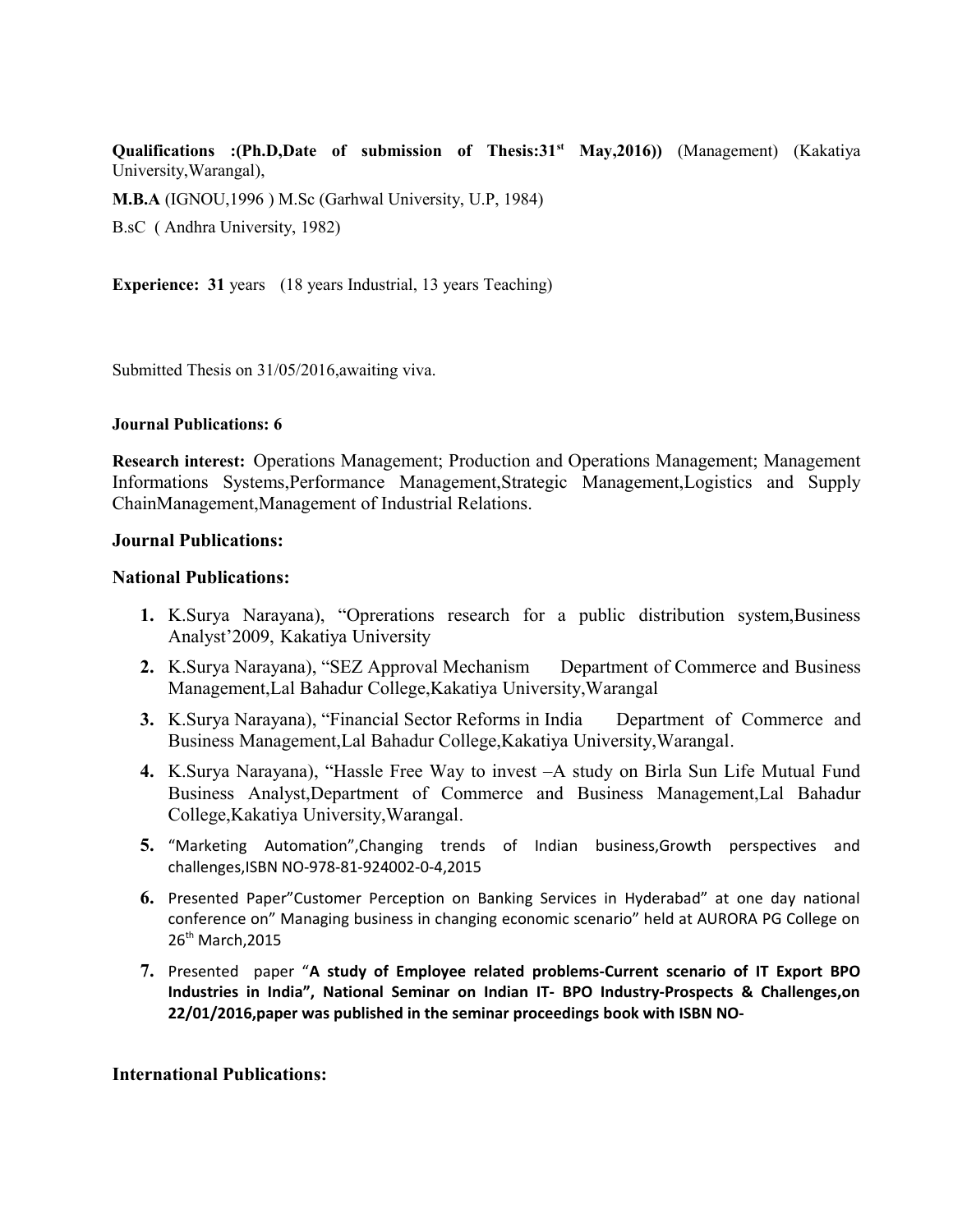**Qualifications :(Ph.D,Date of submission of Thesis:31st May,2016))** (Management) (Kakatiya University,Warangal),

**M.B.A** (IGNOU,1996 ) M.Sc (Garhwal University, U.P, 1984)

B.sC ( Andhra University, 1982)

**Experience: 31** years (18 years Industrial, 13 years Teaching)

Submitted Thesis on 31/05/2016,awaiting viva.

**Journal Publications: 6**

**Research interest:** Operations Management; Production and Operations Management; Management Informations Systems,Performance Management,Strategic Management,Logistics and Supply ChainManagement,Management of Industrial Relations.

### Journal Publications:

### National Publications:

1. K.Surya Narayana), "Oprerations research for a public distribution system,Business Analyst'2009, Kakatiya University
2. K.Surya Narayana), "SEZ Approval Mechanism Department of Commerce and Business Management,Lal Bahadur College,Kakatiya University,Warangal
3. K.Surya Narayana), "Financial Sector Reforms in India Department of Commerce and Business Management,Lal Bahadur College,Kakatiya University,Warangal.
4. K.Surya Narayana), "Hassle Free Way to invest –A study on Birla Sun Life Mutual Fund Business Analyst,Department of Commerce and Business Management,Lal Bahadur College,Kakatiya University,Warangal.
5. "Marketing Automation",Changing trends of Indian business,Growth perspectives and challenges,ISBN NO-978-81-924002-0-4,2015
6. Presented Paper"Customer Perception on Banking Services in Hyderabad" at one day national conference on" Managing business in changing economic scenario" held at AURORA PG College on 26th March,2015
7. Presented paper "**A study of Employee related problems-Current scenario of IT Export BPO Industries in India", National Seminar on Indian IT- BPO Industry-Prospects & Challenges,on 22/01/2016,paper was published in the seminar proceedings book with ISBN NO-**

### International Publications: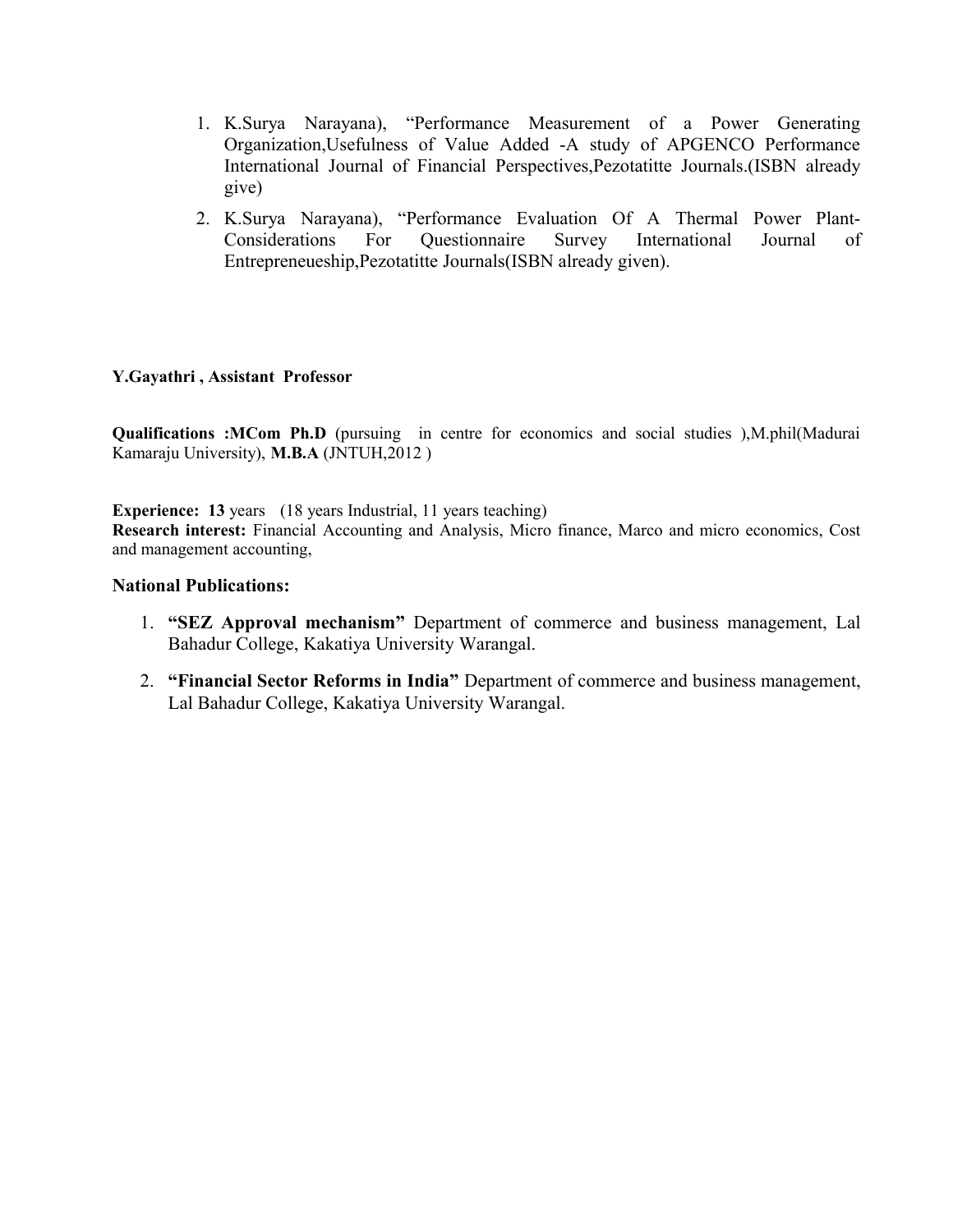1. K.Surya Narayana), "Performance Measurement of a Power Generating Organization,Usefulness of Value Added -A study of APGENCO Performance International Journal of Financial Perspectives,Pezotatitte Journals.(ISBN already give)
2. K.Surya Narayana), "Performance Evaluation Of A Thermal Power Plant-Considerations For Questionnaire Survey International Journal of Entrepreneueship,Pezotatitte Journals(ISBN already given).

**Y.Gayathri , Assistant Professor**

**Qualifications :MCom Ph.D** (pursuing in centre for economics and social studies ),M.phil(Madurai Kamaraju University), **M.B.A** (JNTUH,2012 )

**Experience: 13** years (18 years Industrial, 11 years teaching)
**Research interest:** Financial Accounting and Analysis, Micro finance, Marco and micro economics, Cost and management accounting,

### National Publications:

1. **"SEZ Approval mechanism"** Department of commerce and business management, Lal Bahadur College, Kakatiya University Warangal.
2. **"Financial Sector Reforms in India"** Department of commerce and business management, Lal Bahadur College, Kakatiya University Warangal.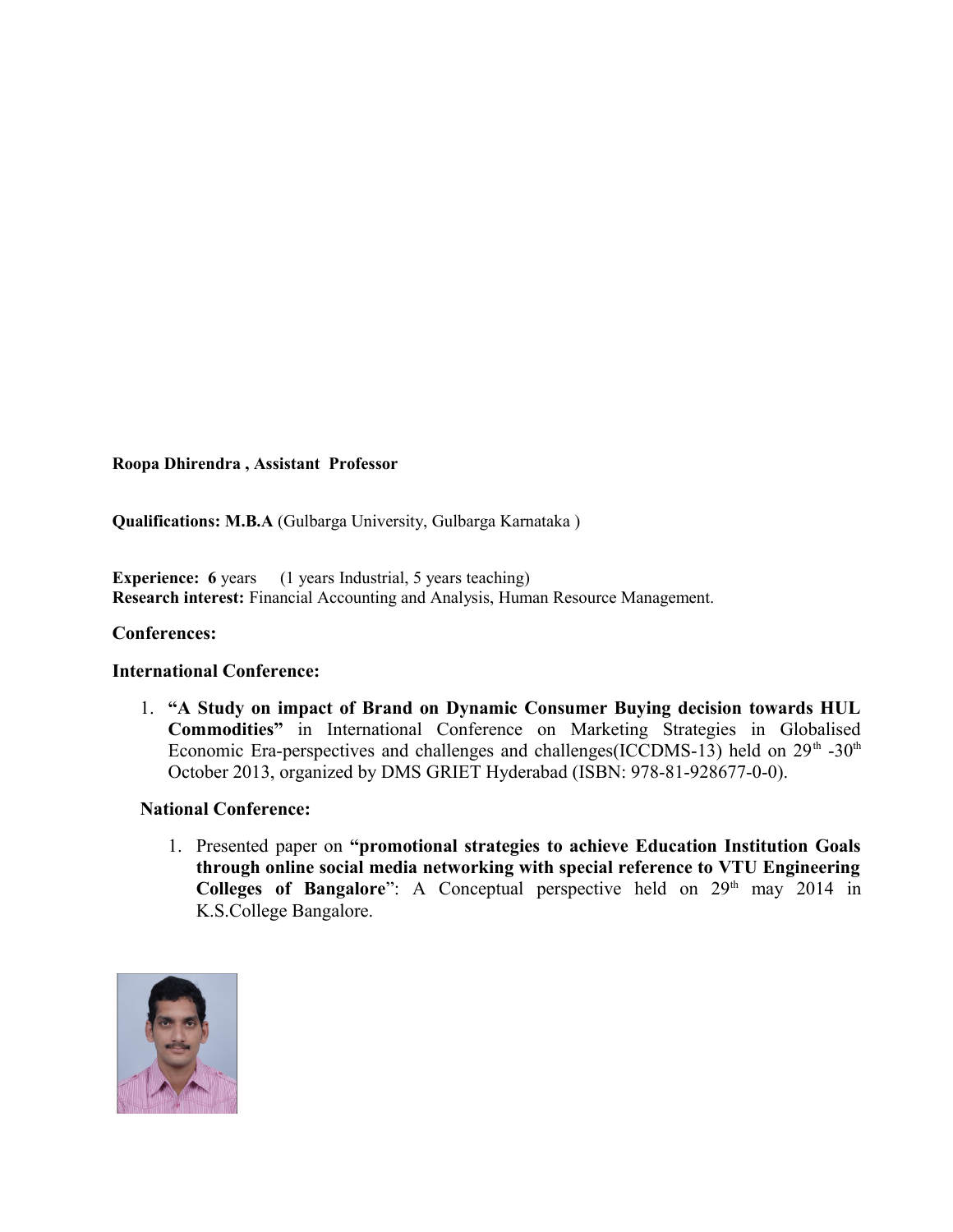**Roopa Dhirendra , Assistant Professor**

**Qualifications: M.B.A** (Gulbarga University, Gulbarga Karnataka )

**Experience: 6** years (1 years Industrial, 5 years teaching)
**Research interest:** Financial Accounting and Analysis, Human Resource Management.

### Conferences:

### International Conference:

1. **"A Study on impact of Brand on Dynamic Consumer Buying decision towards HUL Commodities"** in International Conference on Marketing Strategies in Globalised Economic Era-perspectives and challenges and challenges(ICCDMS-13) held on 29th -30th October 2013, organized by DMS GRIET Hyderabad (ISBN: 978-81-928677-0-0).

### National Conference:

1. Presented paper on **"promotional strategies to achieve Education Institution Goals through online social media networking with special reference to VTU Engineering Colleges of Bangalore**": A Conceptual perspective held on 29th may 2014 in K.S.College Bangalore.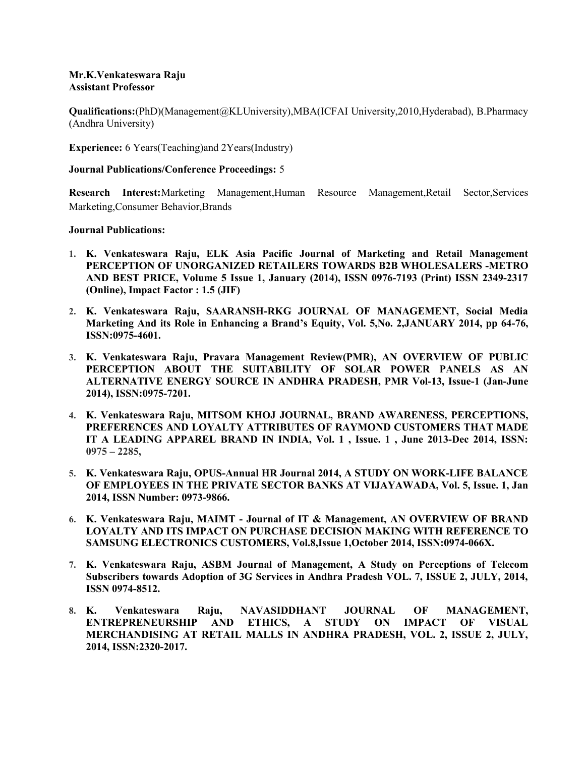**Mr.K.Venkateswara Raju**
**Assistant Professor**

**Qualifications:**(PhD)(Management@KLUniversity),MBA(ICFAI University,2010,Hyderabad), B.Pharmacy (Andhra University)

**Experience:** 6 Years(Teaching)and 2Years(Industry)

**Journal Publications/Conference Proceedings:** 5

**Research Interest:**Marketing Management,Human Resource Management,Retail Sector,Services Marketing,Consumer Behavior,Brands

**Journal Publications:**

1. **K. Venkateswara Raju, ELK Asia Pacific Journal of Marketing and Retail Management PERCEPTION OF UNORGANIZED RETAILERS TOWARDS B2B WHOLESALERS -METRO AND BEST PRICE, Volume 5 Issue 1, January (2014), ISSN 0976-7193 (Print) ISSN 2349-2317 (Online), Impact Factor : 1.5 (JIF)**
2. **K. Venkateswara Raju, SAARANSH-RKG JOURNAL OF MANAGEMENT, Social Media Marketing And its Role in Enhancing a Brand's Equity, Vol. 5,No. 2,JANUARY 2014, pp 64-76, ISSN:0975-4601.**
3. **K. Venkateswara Raju, Pravara Management Review(PMR), AN OVERVIEW OF PUBLIC PERCEPTION ABOUT THE SUITABILITY OF SOLAR POWER PANELS AS AN ALTERNATIVE ENERGY SOURCE IN ANDHRA PRADESH, PMR Vol-13, Issue-1 (Jan-June 2014), ISSN:0975-7201.**
4. **K. Venkateswara Raju, MITSOM KHOJ JOURNAL, BRAND AWARENESS, PERCEPTIONS, PREFERENCES AND LOYALTY ATTRIBUTES OF RAYMOND CUSTOMERS THAT MADE IT A LEADING APPAREL BRAND IN INDIA, Vol. 1 , Issue. 1 , June 2013-Dec 2014, ISSN: 0975 – 2285,**
5. **K. Venkateswara Raju, OPUS-Annual HR Journal 2014, A STUDY ON WORK-LIFE BALANCE OF EMPLOYEES IN THE PRIVATE SECTOR BANKS AT VIJAYAWADA, Vol. 5, Issue. 1, Jan 2014, ISSN Number: 0973-9866.**
6. **K. Venkateswara Raju, MAIMT - Journal of IT & Management, AN OVERVIEW OF BRAND LOYALTY AND ITS IMPACT ON PURCHASE DECISION MAKING WITH REFERENCE TO SAMSUNG ELECTRONICS CUSTOMERS, Vol.8,Issue 1,October 2014, ISSN:0974-066X.**
7. **K. Venkateswara Raju, ASBM Journal of Management, A Study on Perceptions of Telecom Subscribers towards Adoption of 3G Services in Andhra Pradesh VOL. 7, ISSUE 2, JULY, 2014, ISSN 0974-8512.**
8. **K. Venkateswara Raju, NAVASIDDHANT JOURNAL OF MANAGEMENT, ENTREPRENEURSHIP AND ETHICS, A STUDY ON IMPACT OF VISUAL MERCHANDISING AT RETAIL MALLS IN ANDHRA PRADESH, VOL. 2, ISSUE 2, JULY, 2014, ISSN:2320-2017.**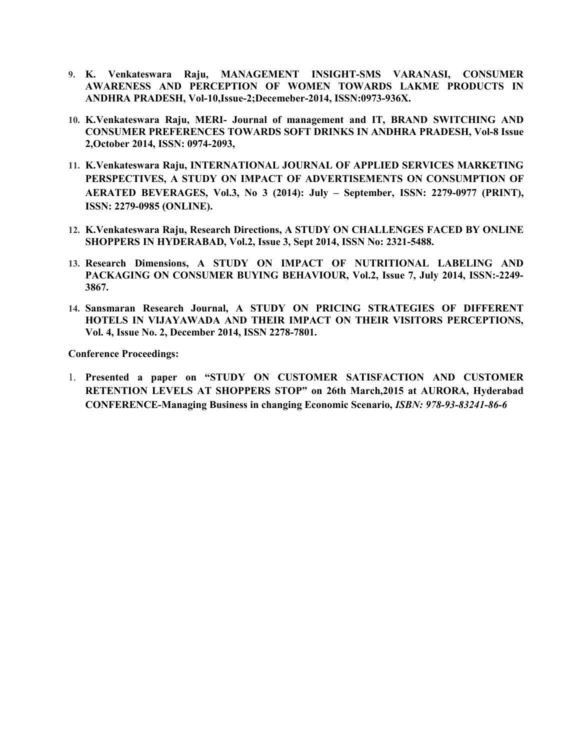9. **K. Venkateswara Raju, MANAGEMENT INSIGHT-SMS VARANASI, CONSUMER AWARENESS AND PERCEPTION OF WOMEN TOWARDS LAKME PRODUCTS IN ANDHRA PRADESH, Vol-10,Issue-2;Decemeber-2014, ISSN:0973-936X.**

10. **K.Venkateswara Raju, MERI- Journal of management and IT, BRAND SWITCHING AND CONSUMER PREFERENCES TOWARDS SOFT DRINKS IN ANDHRA PRADESH, Vol-8 Issue 2,October 2014, ISSN: 0974-2093,**

11. **K.Venkateswara Raju, INTERNATIONAL JOURNAL OF APPLIED SERVICES MARKETING PERSPECTIVES, A STUDY ON IMPACT OF ADVERTISEMENTS ON CONSUMPTION OF AERATED BEVERAGES, Vol.3, No 3 (2014): July – September, ISSN: 2279-0977 (PRINT), ISSN: 2279-0985 (ONLINE).**

12. **K.Venkateswara Raju, Research Directions, A STUDY ON CHALLENGES FACED BY ONLINE SHOPPERS IN HYDERABAD, Vol.2, Issue 3, Sept 2014, ISSN No: 2321-5488.**

13. **Research Dimensions, A STUDY ON IMPACT OF NUTRITIONAL LABELING AND PACKAGING ON CONSUMER BUYING BEHAVIOUR, Vol.2, Issue 7, July 2014, ISSN:-2249-3867.**

14. **Sansmaran Research Journal, A STUDY ON PRICING STRATEGIES OF DIFFERENT HOTELS IN VIJAYAWADA AND THEIR IMPACT ON THEIR VISITORS PERCEPTIONS, Vol. 4, Issue No. 2, December 2014, ISSN 2278-7801.**

**Conference Proceedings:**

1. **Presented a paper on "STUDY ON CUSTOMER SATISFACTION AND CUSTOMER RETENTION LEVELS AT SHOPPERS STOP" on 26th March,2015 at AURORA, Hyderabad CONFERENCE-Managing Business in changing Economic Scenario, *ISBN: 978-93-83241-86-6***